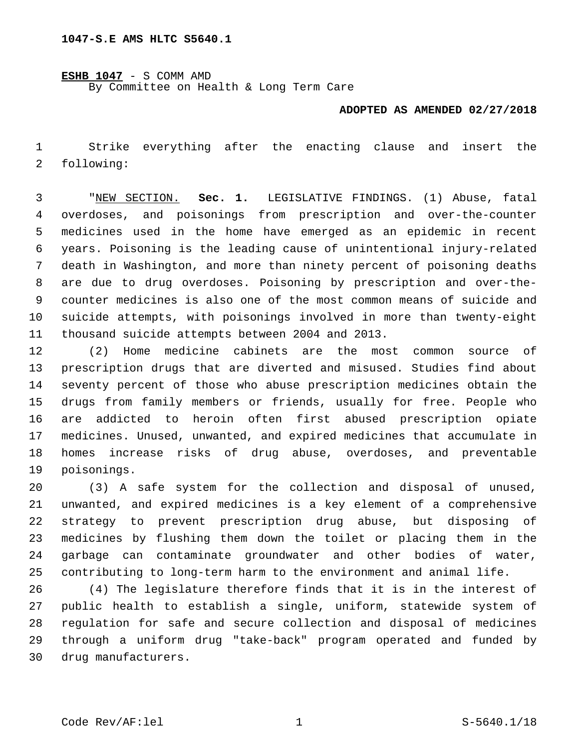**1047-S.E AMS HLTC S5640.1**

**ESHB 1047** - S COMM AMD
By Committee on Health & Long Term Care

**ADOPTED AS AMENDED 02/27/2018**

Strike everything after the enacting clause and insert the following:

"NEW SECTION. **Sec. 1.** LEGISLATIVE FINDINGS. (1) Abuse, fatal overdoses, and poisonings from prescription and over-the-counter medicines used in the home have emerged as an epidemic in recent years. Poisoning is the leading cause of unintentional injury-related death in Washington, and more than ninety percent of poisoning deaths are due to drug overdoses. Poisoning by prescription and over-the-counter medicines is also one of the most common means of suicide and suicide attempts, with poisonings involved in more than twenty-eight thousand suicide attempts between 2004 and 2013.

(2) Home medicine cabinets are the most common source of prescription drugs that are diverted and misused. Studies find about seventy percent of those who abuse prescription medicines obtain the drugs from family members or friends, usually for free. People who are addicted to heroin often first abused prescription opiate medicines. Unused, unwanted, and expired medicines that accumulate in homes increase risks of drug abuse, overdoses, and preventable poisonings.

(3) A safe system for the collection and disposal of unused, unwanted, and expired medicines is a key element of a comprehensive strategy to prevent prescription drug abuse, but disposing of medicines by flushing them down the toilet or placing them in the garbage can contaminate groundwater and other bodies of water, contributing to long-term harm to the environment and animal life.

(4) The legislature therefore finds that it is in the interest of public health to establish a single, uniform, statewide system of regulation for safe and secure collection and disposal of medicines through a uniform drug "take-back" program operated and funded by drug manufacturers.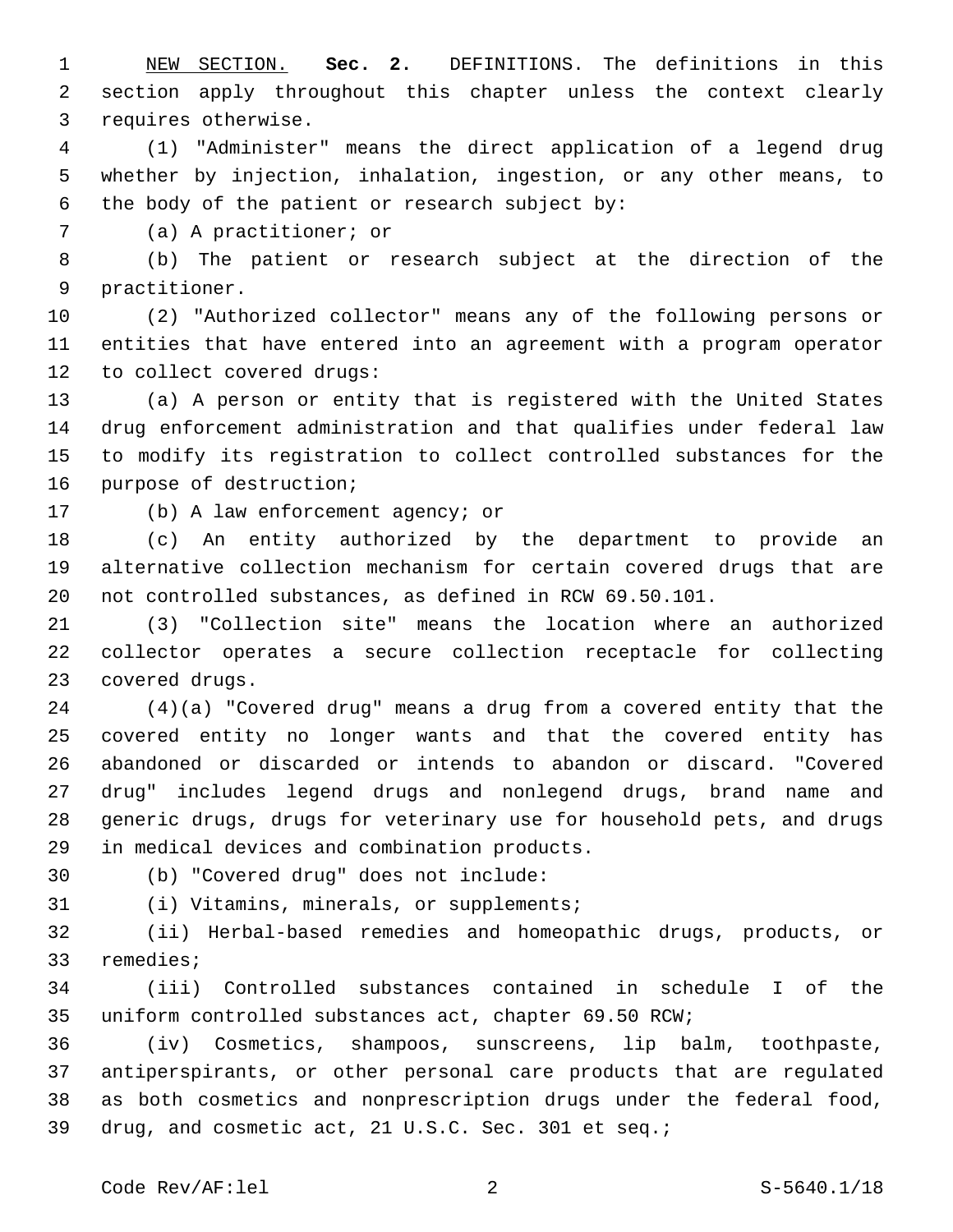NEW SECTION. **Sec. 2.** DEFINITIONS. The definitions in this section apply throughout this chapter unless the context clearly requires otherwise.

(1) "Administer" means the direct application of a legend drug whether by injection, inhalation, ingestion, or any other means, to the body of the patient or research subject by:

(a) A practitioner; or

(b) The patient or research subject at the direction of the practitioner.

(2) "Authorized collector" means any of the following persons or entities that have entered into an agreement with a program operator to collect covered drugs:

(a) A person or entity that is registered with the United States drug enforcement administration and that qualifies under federal law to modify its registration to collect controlled substances for the purpose of destruction;

(b) A law enforcement agency; or

(c) An entity authorized by the department to provide an alternative collection mechanism for certain covered drugs that are not controlled substances, as defined in RCW 69.50.101.

(3) "Collection site" means the location where an authorized collector operates a secure collection receptacle for collecting covered drugs.

(4)(a) "Covered drug" means a drug from a covered entity that the covered entity no longer wants and that the covered entity has abandoned or discarded or intends to abandon or discard. "Covered drug" includes legend drugs and nonlegend drugs, brand name and generic drugs, drugs for veterinary use for household pets, and drugs in medical devices and combination products.

(b) "Covered drug" does not include:

(i) Vitamins, minerals, or supplements;

(ii) Herbal-based remedies and homeopathic drugs, products, or remedies;

(iii) Controlled substances contained in schedule I of the uniform controlled substances act, chapter 69.50 RCW;

(iv) Cosmetics, shampoos, sunscreens, lip balm, toothpaste, antiperspirants, or other personal care products that are regulated as both cosmetics and nonprescription drugs under the federal food, drug, and cosmetic act, 21 U.S.C. Sec. 301 et seq.;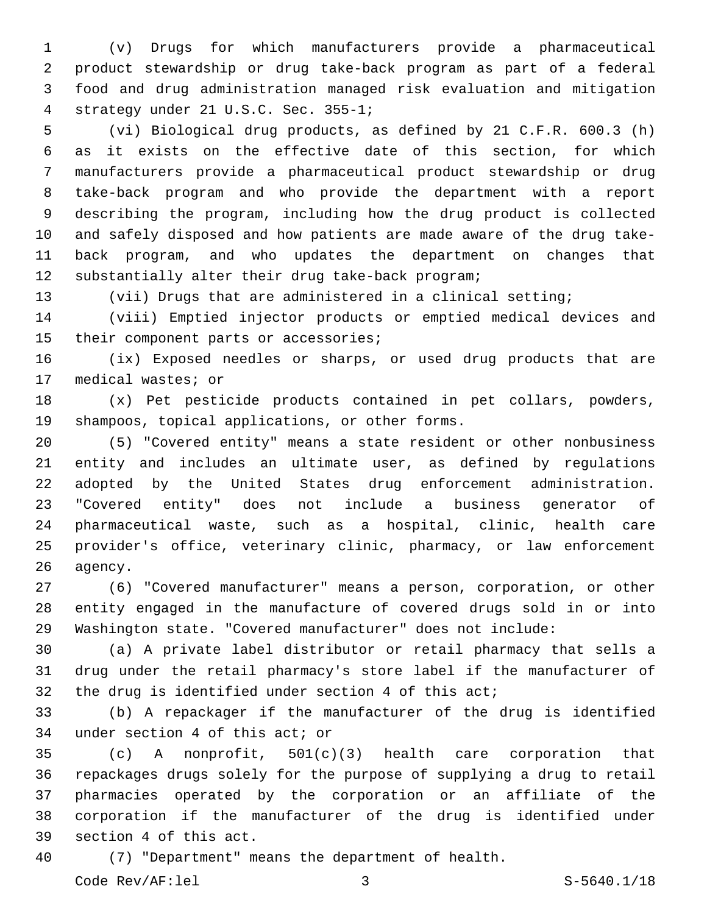(v) Drugs for which manufacturers provide a pharmaceutical product stewardship or drug take-back program as part of a federal food and drug administration managed risk evaluation and mitigation strategy under 21 U.S.C. Sec. 355-1;

(vi) Biological drug products, as defined by 21 C.F.R. 600.3 (h) as it exists on the effective date of this section, for which manufacturers provide a pharmaceutical product stewardship or drug take-back program and who provide the department with a report describing the program, including how the drug product is collected and safely disposed and how patients are made aware of the drug take-back program, and who updates the department on changes that substantially alter their drug take-back program;

(vii) Drugs that are administered in a clinical setting;

(viii) Emptied injector products or emptied medical devices and their component parts or accessories;

(ix) Exposed needles or sharps, or used drug products that are medical wastes; or

(x) Pet pesticide products contained in pet collars, powders, shampoos, topical applications, or other forms.

(5) "Covered entity" means a state resident or other nonbusiness entity and includes an ultimate user, as defined by regulations adopted by the United States drug enforcement administration. "Covered entity" does not include a business generator of pharmaceutical waste, such as a hospital, clinic, health care provider's office, veterinary clinic, pharmacy, or law enforcement agency.

(6) "Covered manufacturer" means a person, corporation, or other entity engaged in the manufacture of covered drugs sold in or into Washington state. "Covered manufacturer" does not include:

(a) A private label distributor or retail pharmacy that sells a drug under the retail pharmacy's store label if the manufacturer of the drug is identified under section 4 of this act;

(b) A repackager if the manufacturer of the drug is identified under section 4 of this act; or

(c) A nonprofit, 501(c)(3) health care corporation that repackages drugs solely for the purpose of supplying a drug to retail pharmacies operated by the corporation or an affiliate of the corporation if the manufacturer of the drug is identified under section 4 of this act.

(7) "Department" means the department of health.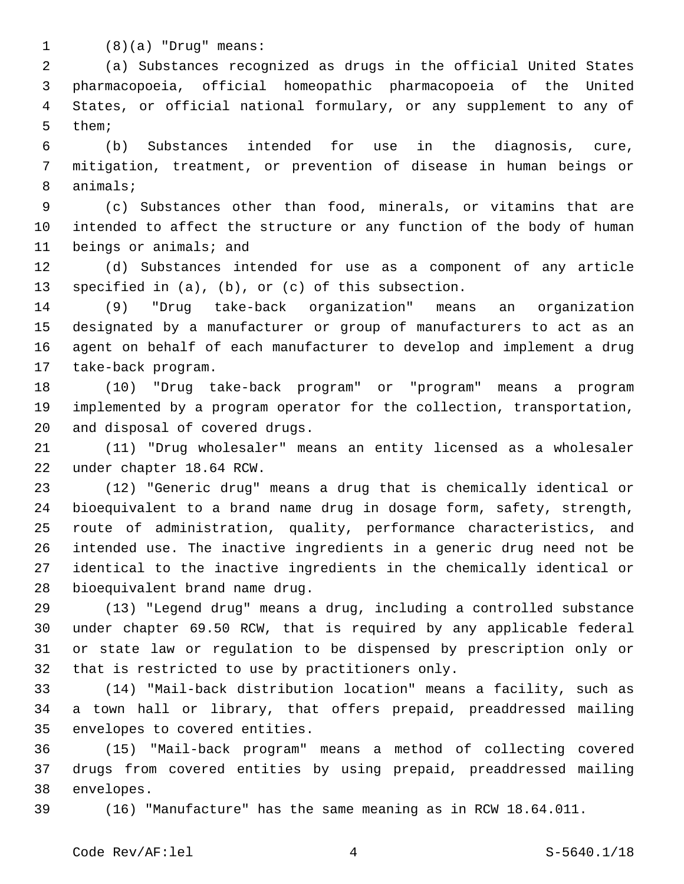(8)(a) "Drug" means:

(a) Substances recognized as drugs in the official United States pharmacopoeia, official homeopathic pharmacopoeia of the United States, or official national formulary, or any supplement to any of them;

(b) Substances intended for use in the diagnosis, cure, mitigation, treatment, or prevention of disease in human beings or animals;

(c) Substances other than food, minerals, or vitamins that are intended to affect the structure or any function of the body of human beings or animals; and

(d) Substances intended for use as a component of any article specified in (a), (b), or (c) of this subsection.

(9) "Drug take-back organization" means an organization designated by a manufacturer or group of manufacturers to act as an agent on behalf of each manufacturer to develop and implement a drug take-back program.

(10) "Drug take-back program" or "program" means a program implemented by a program operator for the collection, transportation, and disposal of covered drugs.

(11) "Drug wholesaler" means an entity licensed as a wholesaler under chapter 18.64 RCW.

(12) "Generic drug" means a drug that is chemically identical or bioequivalent to a brand name drug in dosage form, safety, strength, route of administration, quality, performance characteristics, and intended use. The inactive ingredients in a generic drug need not be identical to the inactive ingredients in the chemically identical or bioequivalent brand name drug.

(13) "Legend drug" means a drug, including a controlled substance under chapter 69.50 RCW, that is required by any applicable federal or state law or regulation to be dispensed by prescription only or that is restricted to use by practitioners only.

(14) "Mail-back distribution location" means a facility, such as a town hall or library, that offers prepaid, preaddressed mailing envelopes to covered entities.

(15) "Mail-back program" means a method of collecting covered drugs from covered entities by using prepaid, preaddressed mailing envelopes.

(16) "Manufacture" has the same meaning as in RCW 18.64.011.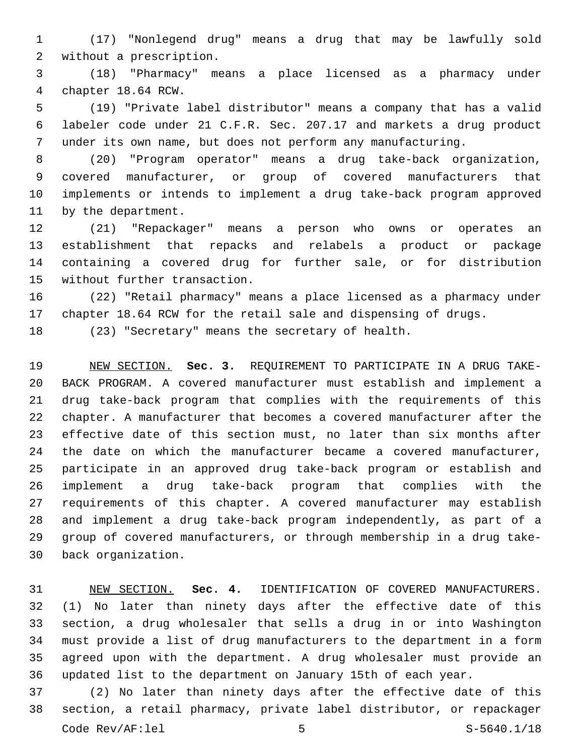(17) "Nonlegend drug" means a drug that may be lawfully sold without a prescription.

(18) "Pharmacy" means a place licensed as a pharmacy under chapter 18.64 RCW.

(19) "Private label distributor" means a company that has a valid labeler code under 21 C.F.R. Sec. 207.17 and markets a drug product under its own name, but does not perform any manufacturing.

(20) "Program operator" means a drug take-back organization, covered manufacturer, or group of covered manufacturers that implements or intends to implement a drug take-back program approved by the department.

(21) "Repackager" means a person who owns or operates an establishment that repacks and relabels a product or package containing a covered drug for further sale, or for distribution without further transaction.

(22) "Retail pharmacy" means a place licensed as a pharmacy under chapter 18.64 RCW for the retail sale and dispensing of drugs.

(23) "Secretary" means the secretary of health.

NEW SECTION. **Sec. 3.** REQUIREMENT TO PARTICIPATE IN A DRUG TAKE-BACK PROGRAM. A covered manufacturer must establish and implement a drug take-back program that complies with the requirements of this chapter. A manufacturer that becomes a covered manufacturer after the effective date of this section must, no later than six months after the date on which the manufacturer became a covered manufacturer, participate in an approved drug take-back program or establish and implement a drug take-back program that complies with the requirements of this chapter. A covered manufacturer may establish and implement a drug take-back program independently, as part of a group of covered manufacturers, or through membership in a drug take-back organization.

NEW SECTION. **Sec. 4.** IDENTIFICATION OF COVERED MANUFACTURERS. (1) No later than ninety days after the effective date of this section, a drug wholesaler that sells a drug in or into Washington must provide a list of drug manufacturers to the department in a form agreed upon with the department. A drug wholesaler must provide an updated list to the department on January 15th of each year.

(2) No later than ninety days after the effective date of this section, a retail pharmacy, private label distributor, or repackager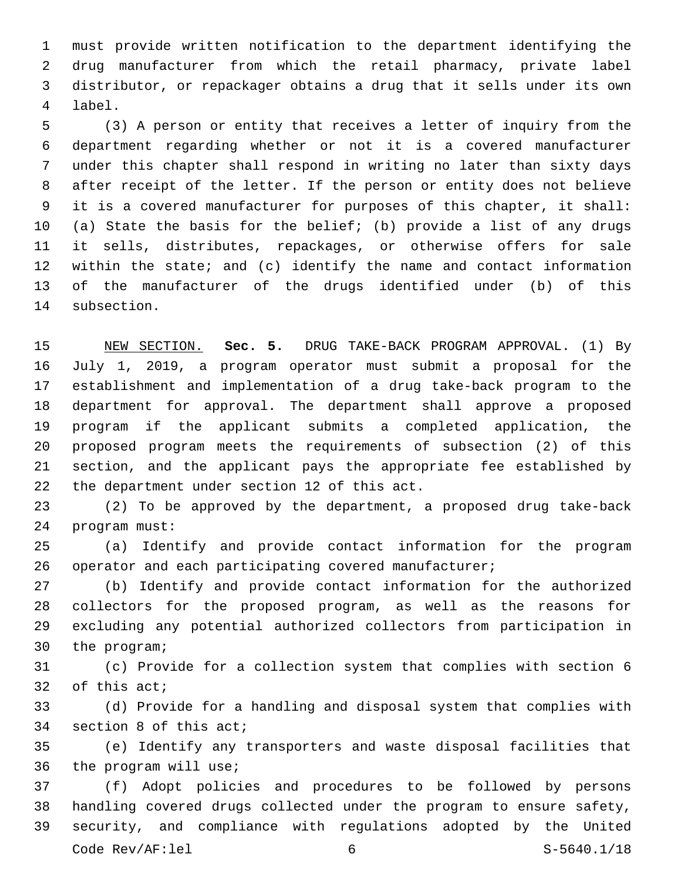must provide written notification to the department identifying the drug manufacturer from which the retail pharmacy, private label distributor, or repackager obtains a drug that it sells under its own label.

(3) A person or entity that receives a letter of inquiry from the department regarding whether or not it is a covered manufacturer under this chapter shall respond in writing no later than sixty days after receipt of the letter. If the person or entity does not believe it is a covered manufacturer for purposes of this chapter, it shall: (a) State the basis for the belief; (b) provide a list of any drugs it sells, distributes, repackages, or otherwise offers for sale within the state; and (c) identify the name and contact information of the manufacturer of the drugs identified under (b) of this subsection.

NEW SECTION. **Sec. 5.** DRUG TAKE-BACK PROGRAM APPROVAL. (1) By July 1, 2019, a program operator must submit a proposal for the establishment and implementation of a drug take-back program to the department for approval. The department shall approve a proposed program if the applicant submits a completed application, the proposed program meets the requirements of subsection (2) of this section, and the applicant pays the appropriate fee established by the department under section 12 of this act.

(2) To be approved by the department, a proposed drug take-back program must:

(a) Identify and provide contact information for the program operator and each participating covered manufacturer;

(b) Identify and provide contact information for the authorized collectors for the proposed program, as well as the reasons for excluding any potential authorized collectors from participation in the program;

(c) Provide for a collection system that complies with section 6 of this act;

(d) Provide for a handling and disposal system that complies with section 8 of this act;

(e) Identify any transporters and waste disposal facilities that the program will use;

(f) Adopt policies and procedures to be followed by persons handling covered drugs collected under the program to ensure safety, security, and compliance with regulations adopted by the United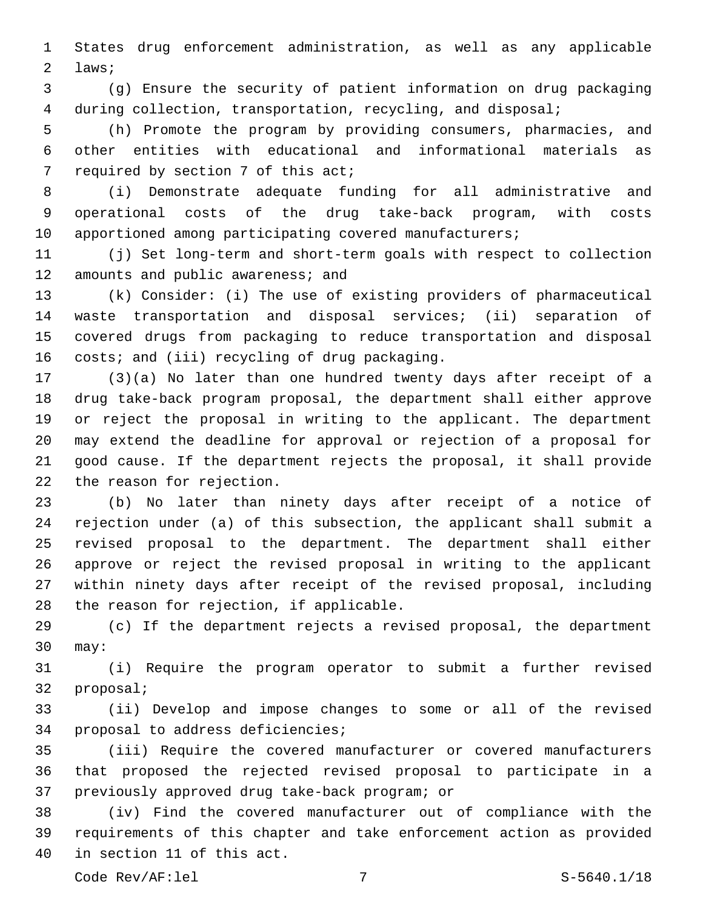States drug enforcement administration, as well as any applicable laws;

(g) Ensure the security of patient information on drug packaging during collection, transportation, recycling, and disposal;

(h) Promote the program by providing consumers, pharmacies, and other entities with educational and informational materials as required by section 7 of this act;

(i) Demonstrate adequate funding for all administrative and operational costs of the drug take-back program, with costs apportioned among participating covered manufacturers;

(j) Set long-term and short-term goals with respect to collection amounts and public awareness; and

(k) Consider: (i) The use of existing providers of pharmaceutical waste transportation and disposal services; (ii) separation of covered drugs from packaging to reduce transportation and disposal costs; and (iii) recycling of drug packaging.

(3)(a) No later than one hundred twenty days after receipt of a drug take-back program proposal, the department shall either approve or reject the proposal in writing to the applicant. The department may extend the deadline for approval or rejection of a proposal for good cause. If the department rejects the proposal, it shall provide the reason for rejection.

(b) No later than ninety days after receipt of a notice of rejection under (a) of this subsection, the applicant shall submit a revised proposal to the department. The department shall either approve or reject the revised proposal in writing to the applicant within ninety days after receipt of the revised proposal, including the reason for rejection, if applicable.

(c) If the department rejects a revised proposal, the department may:

(i) Require the program operator to submit a further revised proposal;

(ii) Develop and impose changes to some or all of the revised proposal to address deficiencies;

(iii) Require the covered manufacturer or covered manufacturers that proposed the rejected revised proposal to participate in a previously approved drug take-back program; or

(iv) Find the covered manufacturer out of compliance with the requirements of this chapter and take enforcement action as provided in section 11 of this act.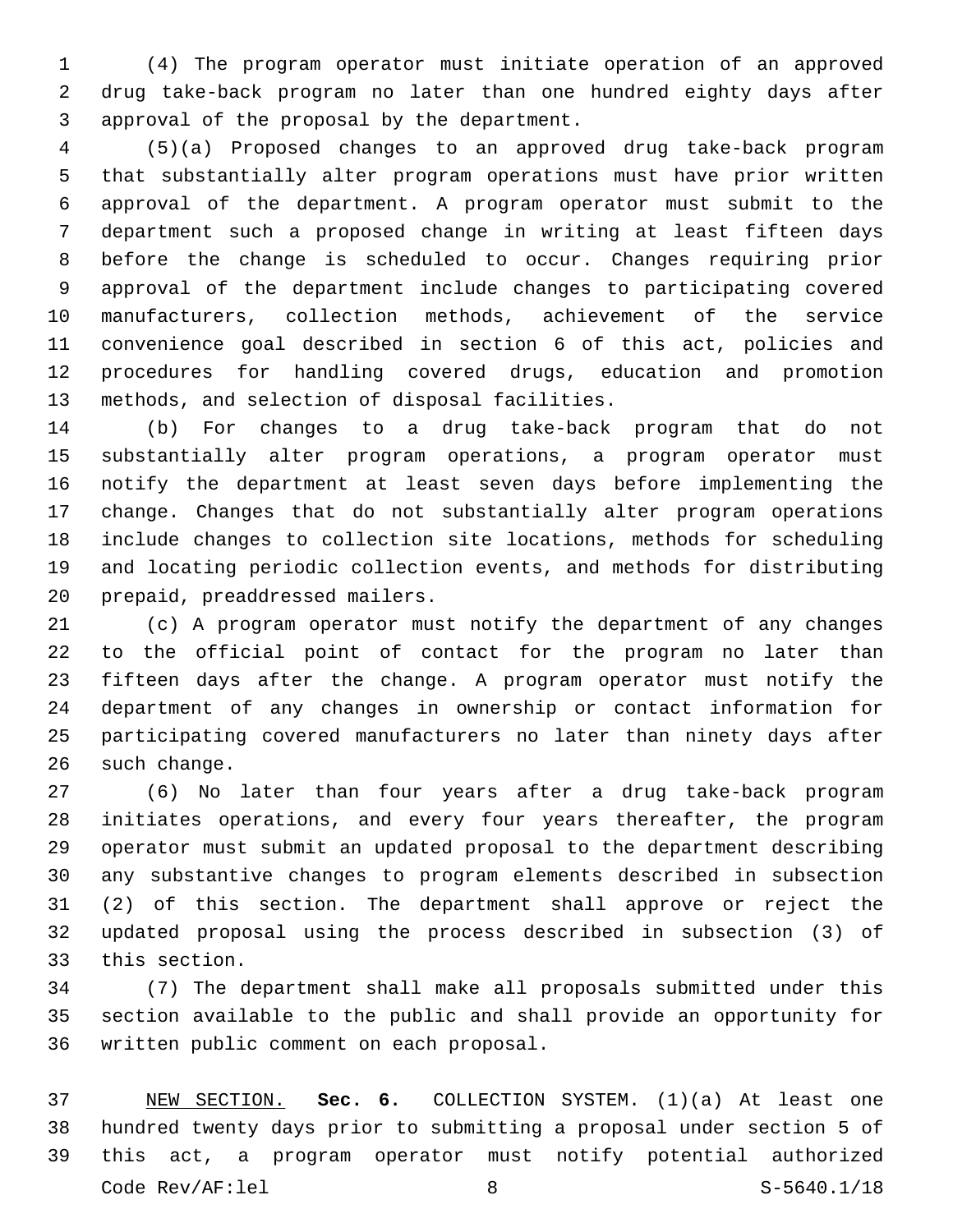(4) The program operator must initiate operation of an approved drug take-back program no later than one hundred eighty days after approval of the proposal by the department.

(5)(a) Proposed changes to an approved drug take-back program that substantially alter program operations must have prior written approval of the department. A program operator must submit to the department such a proposed change in writing at least fifteen days before the change is scheduled to occur. Changes requiring prior approval of the department include changes to participating covered manufacturers, collection methods, achievement of the service convenience goal described in section 6 of this act, policies and procedures for handling covered drugs, education and promotion methods, and selection of disposal facilities.

(b) For changes to a drug take-back program that do not substantially alter program operations, a program operator must notify the department at least seven days before implementing the change. Changes that do not substantially alter program operations include changes to collection site locations, methods for scheduling and locating periodic collection events, and methods for distributing prepaid, preaddressed mailers.

(c) A program operator must notify the department of any changes to the official point of contact for the program no later than fifteen days after the change. A program operator must notify the department of any changes in ownership or contact information for participating covered manufacturers no later than ninety days after such change.

(6) No later than four years after a drug take-back program initiates operations, and every four years thereafter, the program operator must submit an updated proposal to the department describing any substantive changes to program elements described in subsection (2) of this section. The department shall approve or reject the updated proposal using the process described in subsection (3) of this section.

(7) The department shall make all proposals submitted under this section available to the public and shall provide an opportunity for written public comment on each proposal.

NEW SECTION. **Sec. 6.** COLLECTION SYSTEM. (1)(a) At least one hundred twenty days prior to submitting a proposal under section 5 of this act, a program operator must notify potential authorized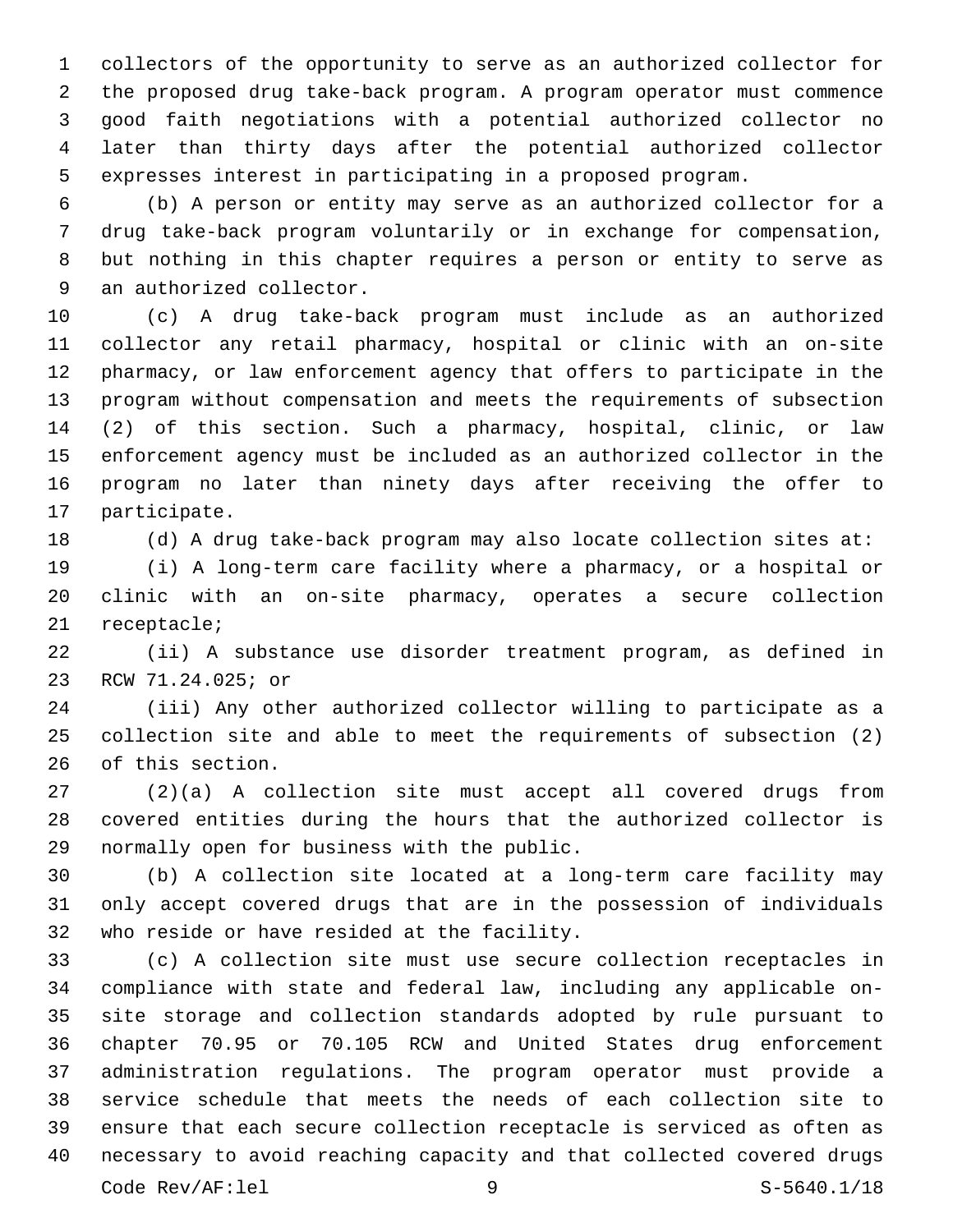collectors of the opportunity to serve as an authorized collector for the proposed drug take-back program. A program operator must commence good faith negotiations with a potential authorized collector no later than thirty days after the potential authorized collector expresses interest in participating in a proposed program.

(b) A person or entity may serve as an authorized collector for a drug take-back program voluntarily or in exchange for compensation, but nothing in this chapter requires a person or entity to serve as an authorized collector.

(c) A drug take-back program must include as an authorized collector any retail pharmacy, hospital or clinic with an on-site pharmacy, or law enforcement agency that offers to participate in the program without compensation and meets the requirements of subsection (2) of this section. Such a pharmacy, hospital, clinic, or law enforcement agency must be included as an authorized collector in the program no later than ninety days after receiving the offer to participate.

(d) A drug take-back program may also locate collection sites at:

(i) A long-term care facility where a pharmacy, or a hospital or clinic with an on-site pharmacy, operates a secure collection receptacle;

(ii) A substance use disorder treatment program, as defined in RCW 71.24.025; or

(iii) Any other authorized collector willing to participate as a collection site and able to meet the requirements of subsection (2) of this section.

(2)(a) A collection site must accept all covered drugs from covered entities during the hours that the authorized collector is normally open for business with the public.

(b) A collection site located at a long-term care facility may only accept covered drugs that are in the possession of individuals who reside or have resided at the facility.

(c) A collection site must use secure collection receptacles in compliance with state and federal law, including any applicable on-site storage and collection standards adopted by rule pursuant to chapter 70.95 or 70.105 RCW and United States drug enforcement administration regulations. The program operator must provide a service schedule that meets the needs of each collection site to ensure that each secure collection receptacle is serviced as often as necessary to avoid reaching capacity and that collected covered drugs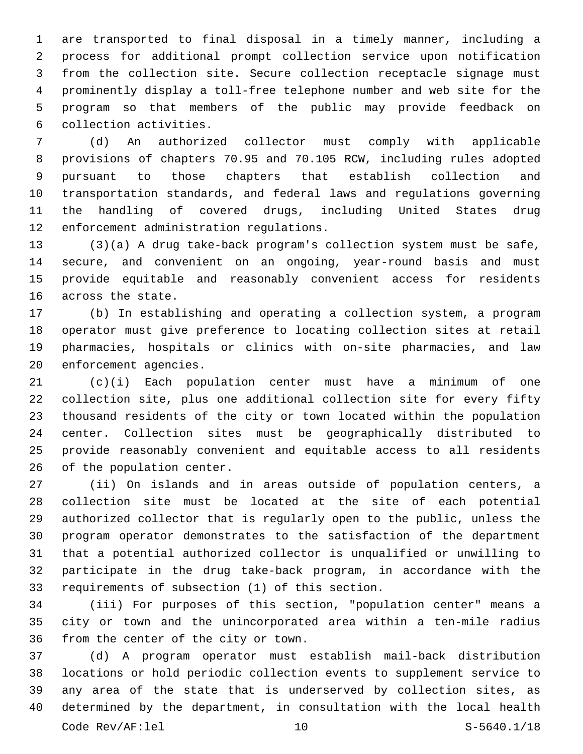are transported to final disposal in a timely manner, including a process for additional prompt collection service upon notification from the collection site. Secure collection receptacle signage must prominently display a toll-free telephone number and web site for the program so that members of the public may provide feedback on collection activities.

(d) An authorized collector must comply with applicable provisions of chapters 70.95 and 70.105 RCW, including rules adopted pursuant to those chapters that establish collection and transportation standards, and federal laws and regulations governing the handling of covered drugs, including United States drug enforcement administration regulations.

(3)(a) A drug take-back program's collection system must be safe, secure, and convenient on an ongoing, year-round basis and must provide equitable and reasonably convenient access for residents across the state.

(b) In establishing and operating a collection system, a program operator must give preference to locating collection sites at retail pharmacies, hospitals or clinics with on-site pharmacies, and law enforcement agencies.

(c)(i) Each population center must have a minimum of one collection site, plus one additional collection site for every fifty thousand residents of the city or town located within the population center. Collection sites must be geographically distributed to provide reasonably convenient and equitable access to all residents of the population center.

(ii) On islands and in areas outside of population centers, a collection site must be located at the site of each potential authorized collector that is regularly open to the public, unless the program operator demonstrates to the satisfaction of the department that a potential authorized collector is unqualified or unwilling to participate in the drug take-back program, in accordance with the requirements of subsection (1) of this section.

(iii) For purposes of this section, "population center" means a city or town and the unincorporated area within a ten-mile radius from the center of the city or town.

(d) A program operator must establish mail-back distribution locations or hold periodic collection events to supplement service to any area of the state that is underserved by collection sites, as determined by the department, in consultation with the local health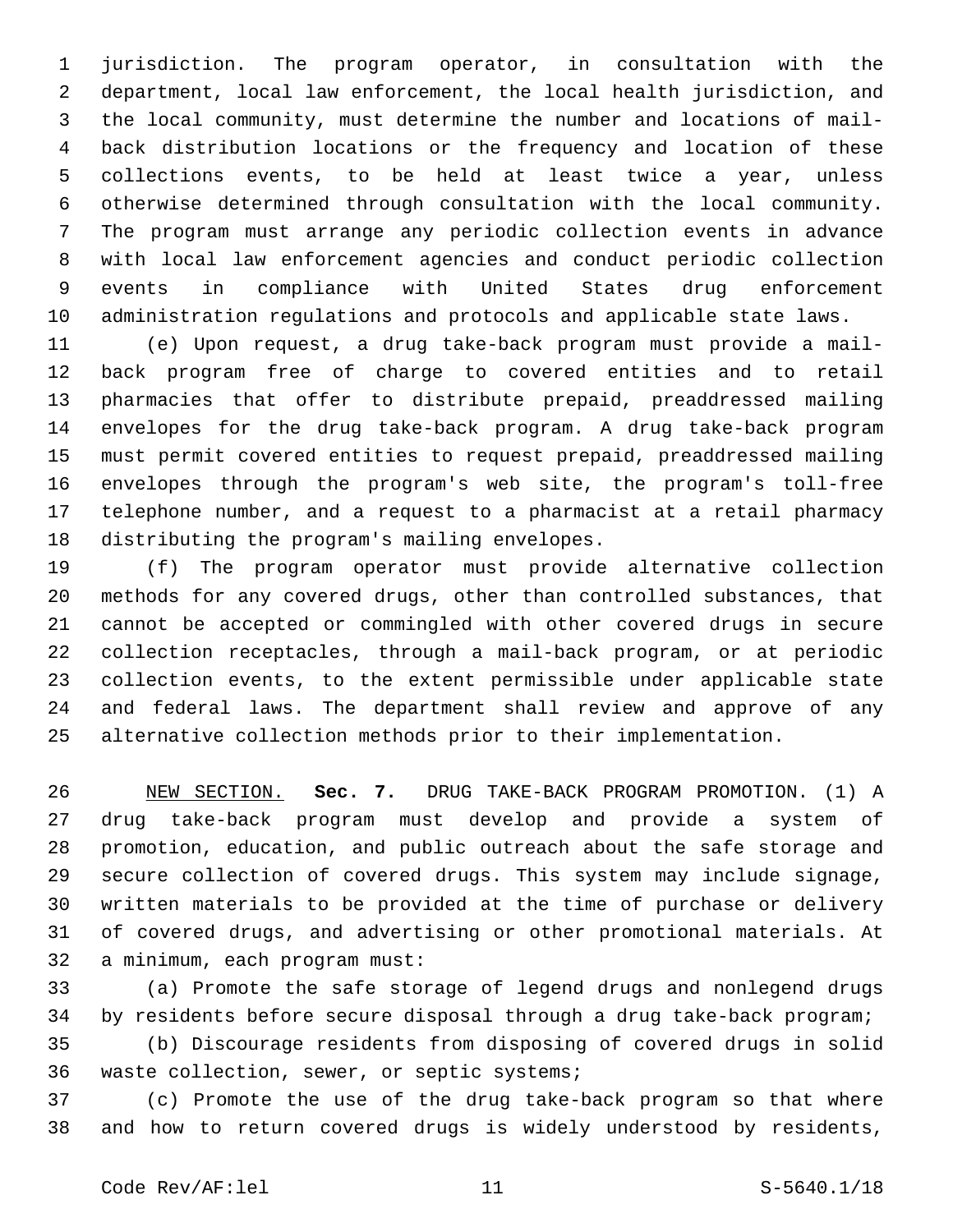jurisdiction. The program operator, in consultation with the department, local law enforcement, the local health jurisdiction, and the local community, must determine the number and locations of mail-back distribution locations or the frequency and location of these collections events, to be held at least twice a year, unless otherwise determined through consultation with the local community. The program must arrange any periodic collection events in advance with local law enforcement agencies and conduct periodic collection events in compliance with United States drug enforcement administration regulations and protocols and applicable state laws.

(e) Upon request, a drug take-back program must provide a mail-back program free of charge to covered entities and to retail pharmacies that offer to distribute prepaid, preaddressed mailing envelopes for the drug take-back program. A drug take-back program must permit covered entities to request prepaid, preaddressed mailing envelopes through the program's web site, the program's toll-free telephone number, and a request to a pharmacist at a retail pharmacy distributing the program's mailing envelopes.

(f) The program operator must provide alternative collection methods for any covered drugs, other than controlled substances, that cannot be accepted or commingled with other covered drugs in secure collection receptacles, through a mail-back program, or at periodic collection events, to the extent permissible under applicable state and federal laws. The department shall review and approve of any alternative collection methods prior to their implementation.

NEW SECTION. **Sec. 7.** DRUG TAKE-BACK PROGRAM PROMOTION. (1) A drug take-back program must develop and provide a system of promotion, education, and public outreach about the safe storage and secure collection of covered drugs. This system may include signage, written materials to be provided at the time of purchase or delivery of covered drugs, and advertising or other promotional materials. At a minimum, each program must:

(a) Promote the safe storage of legend drugs and nonlegend drugs by residents before secure disposal through a drug take-back program;

(b) Discourage residents from disposing of covered drugs in solid waste collection, sewer, or septic systems;

(c) Promote the use of the drug take-back program so that where and how to return covered drugs is widely understood by residents,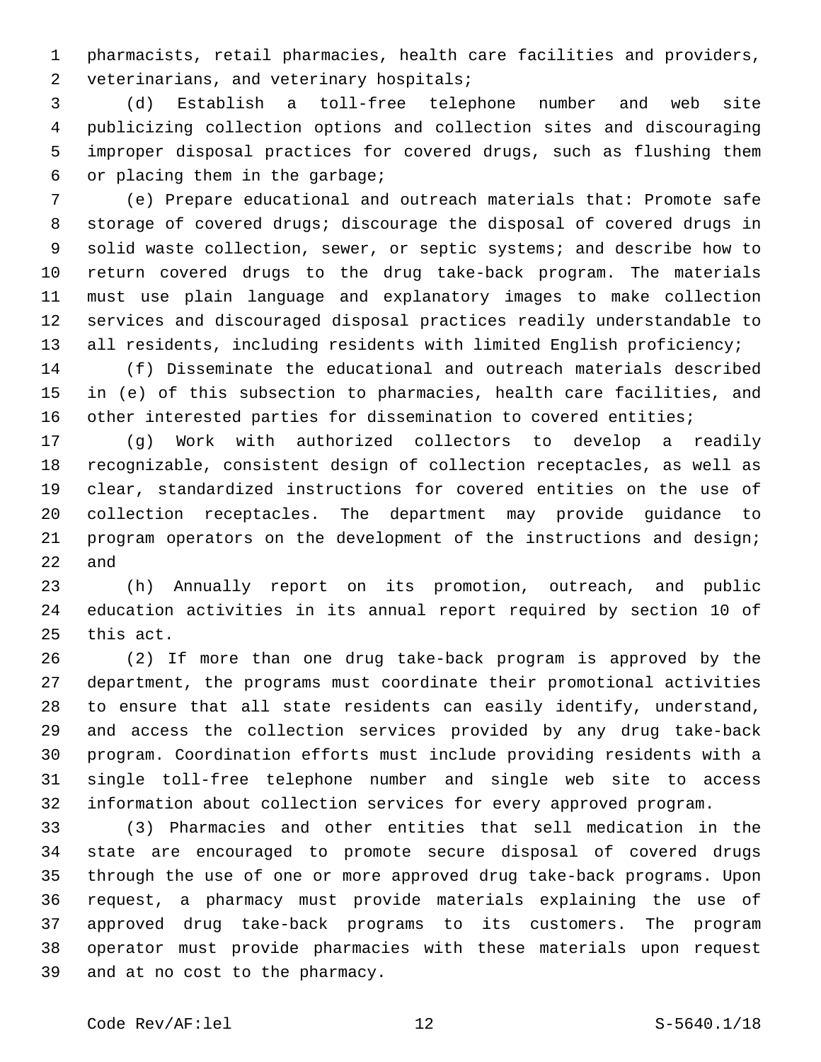pharmacists, retail pharmacies, health care facilities and providers, veterinarians, and veterinary hospitals;

(d) Establish a toll-free telephone number and web site publicizing collection options and collection sites and discouraging improper disposal practices for covered drugs, such as flushing them or placing them in the garbage;

(e) Prepare educational and outreach materials that: Promote safe storage of covered drugs; discourage the disposal of covered drugs in solid waste collection, sewer, or septic systems; and describe how to return covered drugs to the drug take-back program. The materials must use plain language and explanatory images to make collection services and discouraged disposal practices readily understandable to all residents, including residents with limited English proficiency;

(f) Disseminate the educational and outreach materials described in (e) of this subsection to pharmacies, health care facilities, and other interested parties for dissemination to covered entities;

(g) Work with authorized collectors to develop a readily recognizable, consistent design of collection receptacles, as well as clear, standardized instructions for covered entities on the use of collection receptacles. The department may provide guidance to program operators on the development of the instructions and design; and

(h) Annually report on its promotion, outreach, and public education activities in its annual report required by section 10 of this act.

(2) If more than one drug take-back program is approved by the department, the programs must coordinate their promotional activities to ensure that all state residents can easily identify, understand, and access the collection services provided by any drug take-back program. Coordination efforts must include providing residents with a single toll-free telephone number and single web site to access information about collection services for every approved program.

(3) Pharmacies and other entities that sell medication in the state are encouraged to promote secure disposal of covered drugs through the use of one or more approved drug take-back programs. Upon request, a pharmacy must provide materials explaining the use of approved drug take-back programs to its customers. The program operator must provide pharmacies with these materials upon request and at no cost to the pharmacy.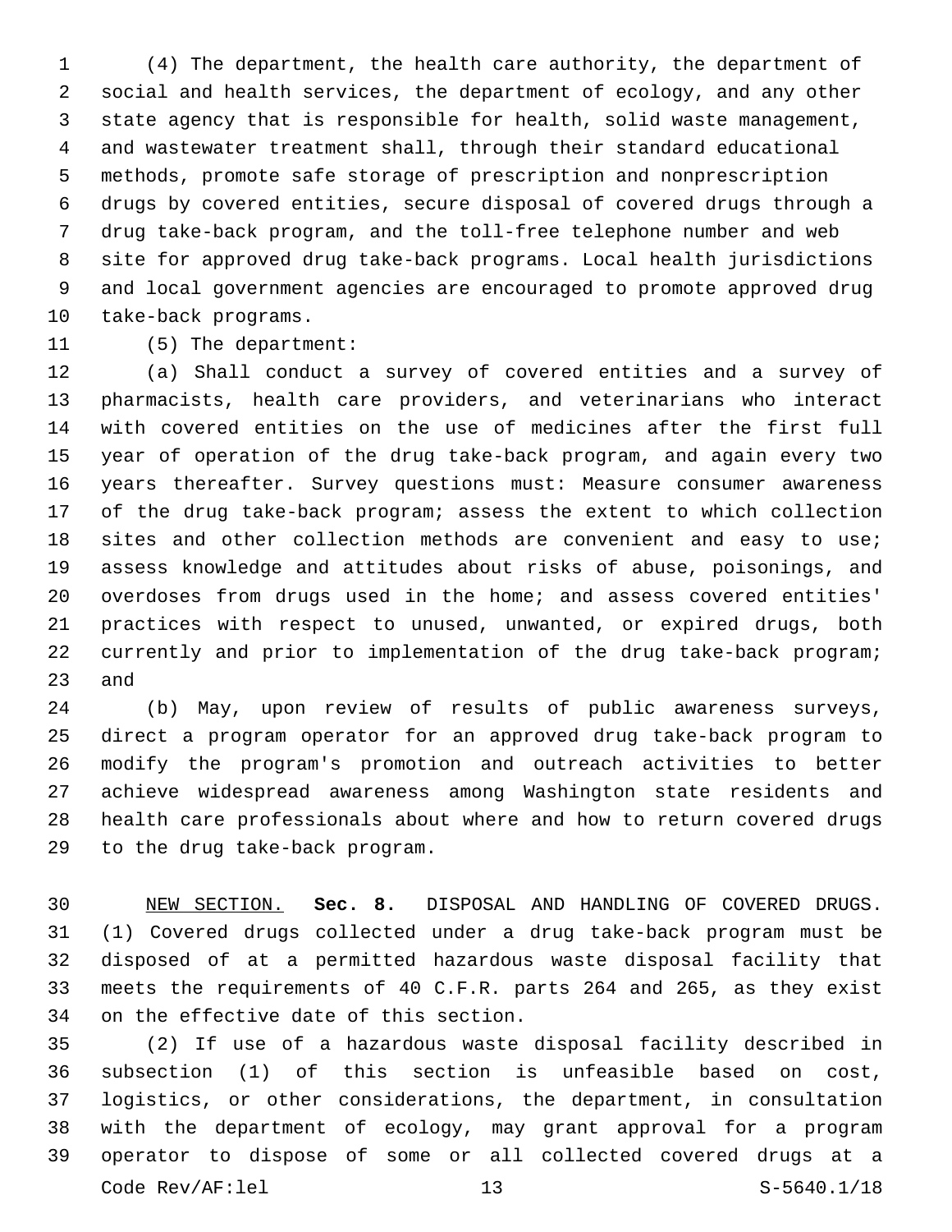(4) The department, the health care authority, the department of social and health services, the department of ecology, and any other state agency that is responsible for health, solid waste management, and wastewater treatment shall, through their standard educational methods, promote safe storage of prescription and nonprescription drugs by covered entities, secure disposal of covered drugs through a drug take-back program, and the toll-free telephone number and web site for approved drug take-back programs. Local health jurisdictions and local government agencies are encouraged to promote approved drug take-back programs.

(5) The department:

(a) Shall conduct a survey of covered entities and a survey of pharmacists, health care providers, and veterinarians who interact with covered entities on the use of medicines after the first full year of operation of the drug take-back program, and again every two years thereafter. Survey questions must: Measure consumer awareness of the drug take-back program; assess the extent to which collection sites and other collection methods are convenient and easy to use; assess knowledge and attitudes about risks of abuse, poisonings, and overdoses from drugs used in the home; and assess covered entities' practices with respect to unused, unwanted, or expired drugs, both currently and prior to implementation of the drug take-back program; and

(b) May, upon review of results of public awareness surveys, direct a program operator for an approved drug take-back program to modify the program's promotion and outreach activities to better achieve widespread awareness among Washington state residents and health care professionals about where and how to return covered drugs to the drug take-back program.

NEW SECTION. **Sec. 8.** DISPOSAL AND HANDLING OF COVERED DRUGS. (1) Covered drugs collected under a drug take-back program must be disposed of at a permitted hazardous waste disposal facility that meets the requirements of 40 C.F.R. parts 264 and 265, as they exist on the effective date of this section.

(2) If use of a hazardous waste disposal facility described in subsection (1) of this section is unfeasible based on cost, logistics, or other considerations, the department, in consultation with the department of ecology, may grant approval for a program operator to dispose of some or all collected covered drugs at a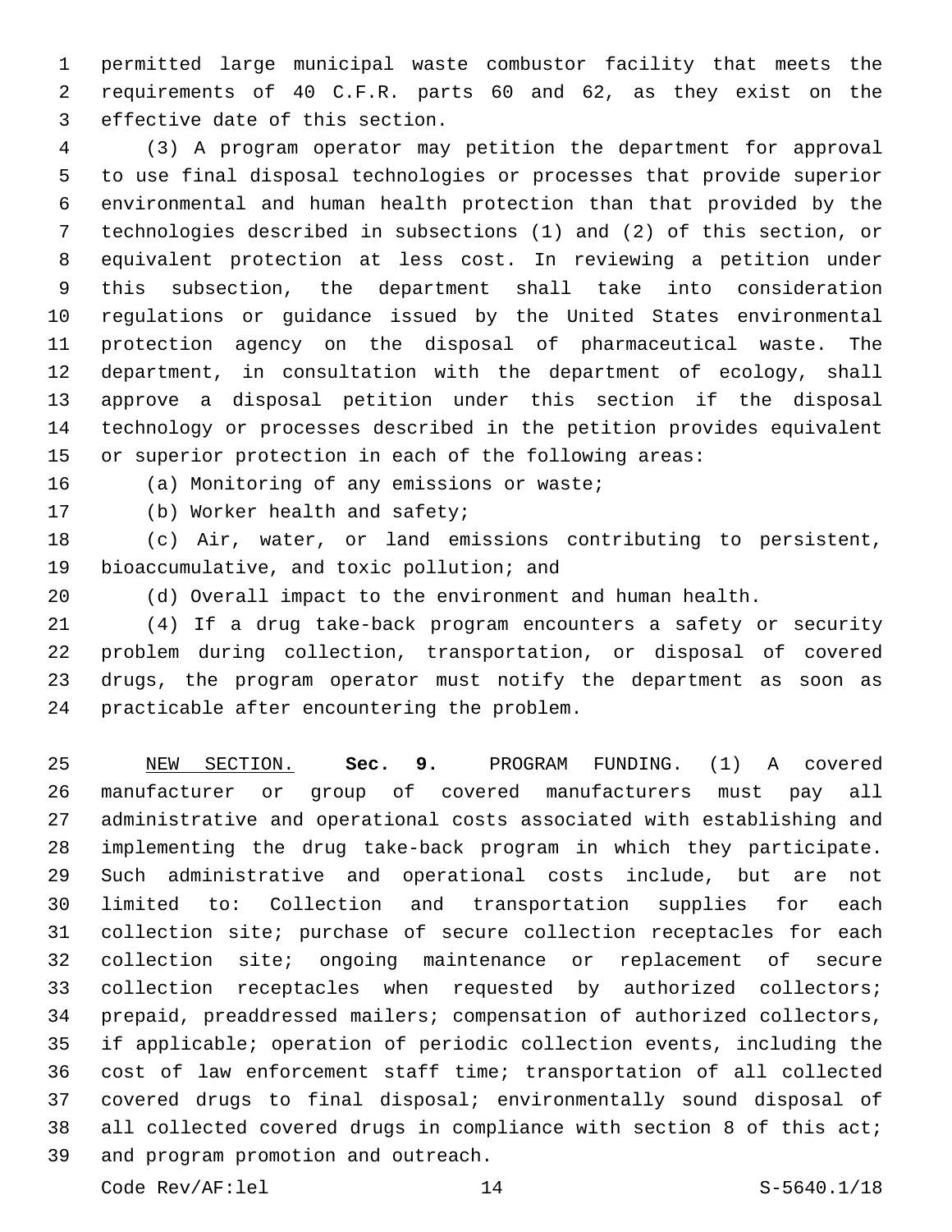permitted large municipal waste combustor facility that meets the requirements of 40 C.F.R. parts 60 and 62, as they exist on the effective date of this section.

(3) A program operator may petition the department for approval to use final disposal technologies or processes that provide superior environmental and human health protection than that provided by the technologies described in subsections (1) and (2) of this section, or equivalent protection at less cost. In reviewing a petition under this subsection, the department shall take into consideration regulations or guidance issued by the United States environmental protection agency on the disposal of pharmaceutical waste. The department, in consultation with the department of ecology, shall approve a disposal petition under this section if the disposal technology or processes described in the petition provides equivalent or superior protection in each of the following areas:

(a) Monitoring of any emissions or waste;

(b) Worker health and safety;

(c) Air, water, or land emissions contributing to persistent, bioaccumulative, and toxic pollution; and

(d) Overall impact to the environment and human health.

(4) If a drug take-back program encounters a safety or security problem during collection, transportation, or disposal of covered drugs, the program operator must notify the department as soon as practicable after encountering the problem.

NEW SECTION. **Sec. 9.** PROGRAM FUNDING. (1) A covered manufacturer or group of covered manufacturers must pay all administrative and operational costs associated with establishing and implementing the drug take-back program in which they participate. Such administrative and operational costs include, but are not limited to: Collection and transportation supplies for each collection site; purchase of secure collection receptacles for each collection site; ongoing maintenance or replacement of secure collection receptacles when requested by authorized collectors; prepaid, preaddressed mailers; compensation of authorized collectors, if applicable; operation of periodic collection events, including the cost of law enforcement staff time; transportation of all collected covered drugs to final disposal; environmentally sound disposal of all collected covered drugs in compliance with section 8 of this act; and program promotion and outreach.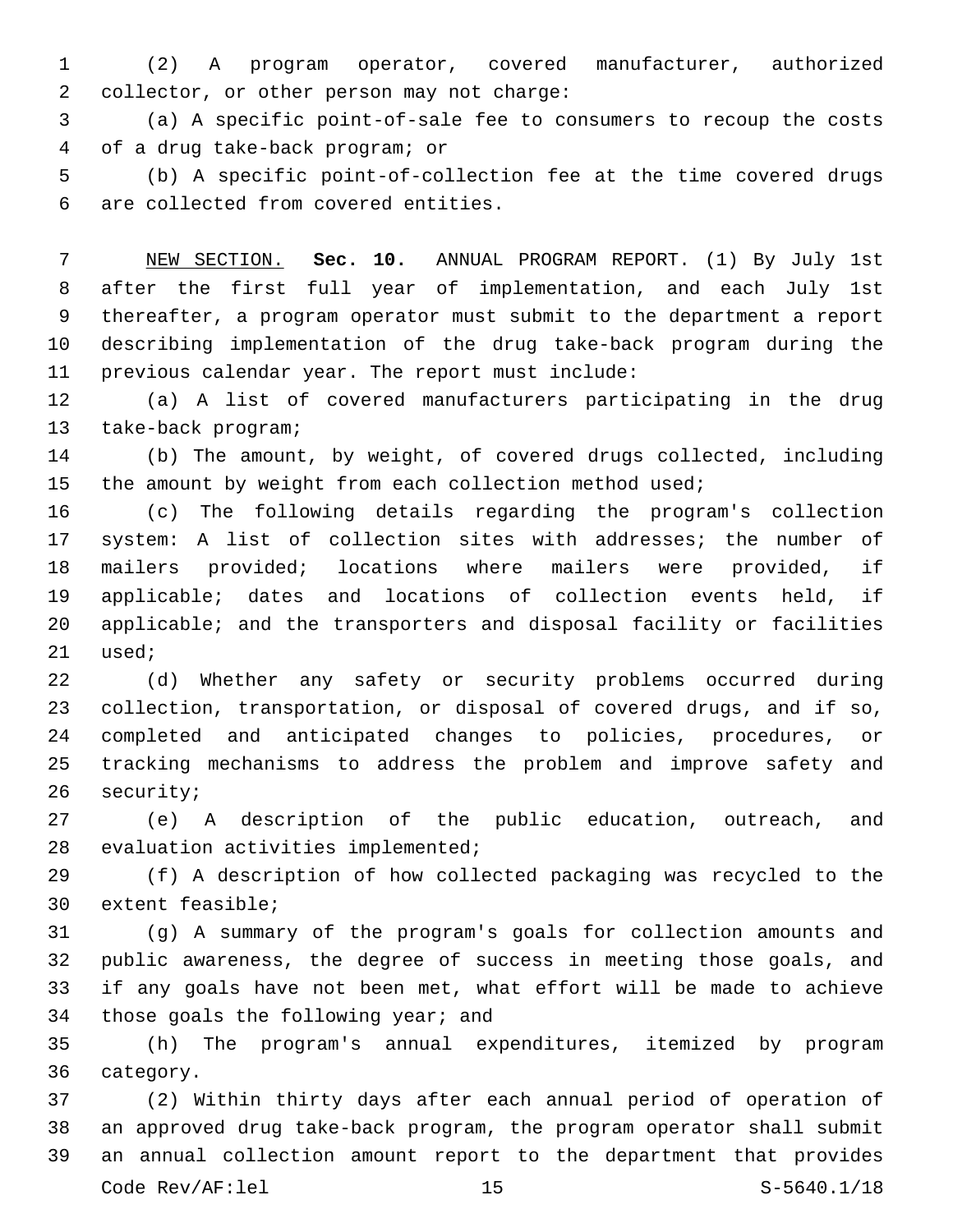(2) A program operator, covered manufacturer, authorized collector, or other person may not charge:

(a) A specific point-of-sale fee to consumers to recoup the costs of a drug take-back program; or

(b) A specific point-of-collection fee at the time covered drugs are collected from covered entities.

NEW SECTION. **Sec. 10.** ANNUAL PROGRAM REPORT. (1) By July 1st after the first full year of implementation, and each July 1st thereafter, a program operator must submit to the department a report describing implementation of the drug take-back program during the previous calendar year. The report must include:

(a) A list of covered manufacturers participating in the drug take-back program;

(b) The amount, by weight, of covered drugs collected, including the amount by weight from each collection method used;

(c) The following details regarding the program's collection system: A list of collection sites with addresses; the number of mailers provided; locations where mailers were provided, if applicable; dates and locations of collection events held, if applicable; and the transporters and disposal facility or facilities used;

(d) Whether any safety or security problems occurred during collection, transportation, or disposal of covered drugs, and if so, completed and anticipated changes to policies, procedures, or tracking mechanisms to address the problem and improve safety and security;

(e) A description of the public education, outreach, and evaluation activities implemented;

(f) A description of how collected packaging was recycled to the extent feasible;

(g) A summary of the program's goals for collection amounts and public awareness, the degree of success in meeting those goals, and if any goals have not been met, what effort will be made to achieve those goals the following year; and

(h) The program's annual expenditures, itemized by program category.

(2) Within thirty days after each annual period of operation of an approved drug take-back program, the program operator shall submit an annual collection amount report to the department that provides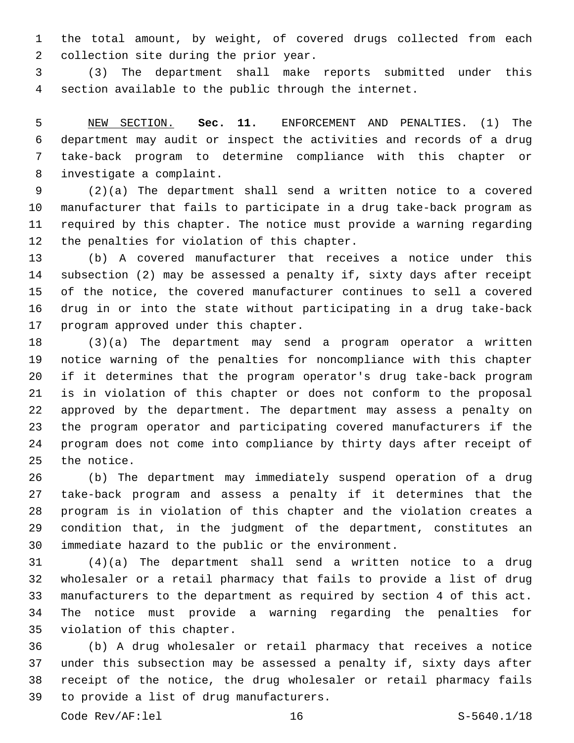the total amount, by weight, of covered drugs collected from each collection site during the prior year.

(3) The department shall make reports submitted under this section available to the public through the internet.

NEW SECTION. **Sec. 11.** ENFORCEMENT AND PENALTIES. (1) The department may audit or inspect the activities and records of a drug take-back program to determine compliance with this chapter or investigate a complaint.

(2)(a) The department shall send a written notice to a covered manufacturer that fails to participate in a drug take-back program as required by this chapter. The notice must provide a warning regarding the penalties for violation of this chapter.

(b) A covered manufacturer that receives a notice under this subsection (2) may be assessed a penalty if, sixty days after receipt of the notice, the covered manufacturer continues to sell a covered drug in or into the state without participating in a drug take-back program approved under this chapter.

(3)(a) The department may send a program operator a written notice warning of the penalties for noncompliance with this chapter if it determines that the program operator's drug take-back program is in violation of this chapter or does not conform to the proposal approved by the department. The department may assess a penalty on the program operator and participating covered manufacturers if the program does not come into compliance by thirty days after receipt of the notice.

(b) The department may immediately suspend operation of a drug take-back program and assess a penalty if it determines that the program is in violation of this chapter and the violation creates a condition that, in the judgment of the department, constitutes an immediate hazard to the public or the environment.

(4)(a) The department shall send a written notice to a drug wholesaler or a retail pharmacy that fails to provide a list of drug manufacturers to the department as required by section 4 of this act. The notice must provide a warning regarding the penalties for violation of this chapter.

(b) A drug wholesaler or retail pharmacy that receives a notice under this subsection may be assessed a penalty if, sixty days after receipt of the notice, the drug wholesaler or retail pharmacy fails to provide a list of drug manufacturers.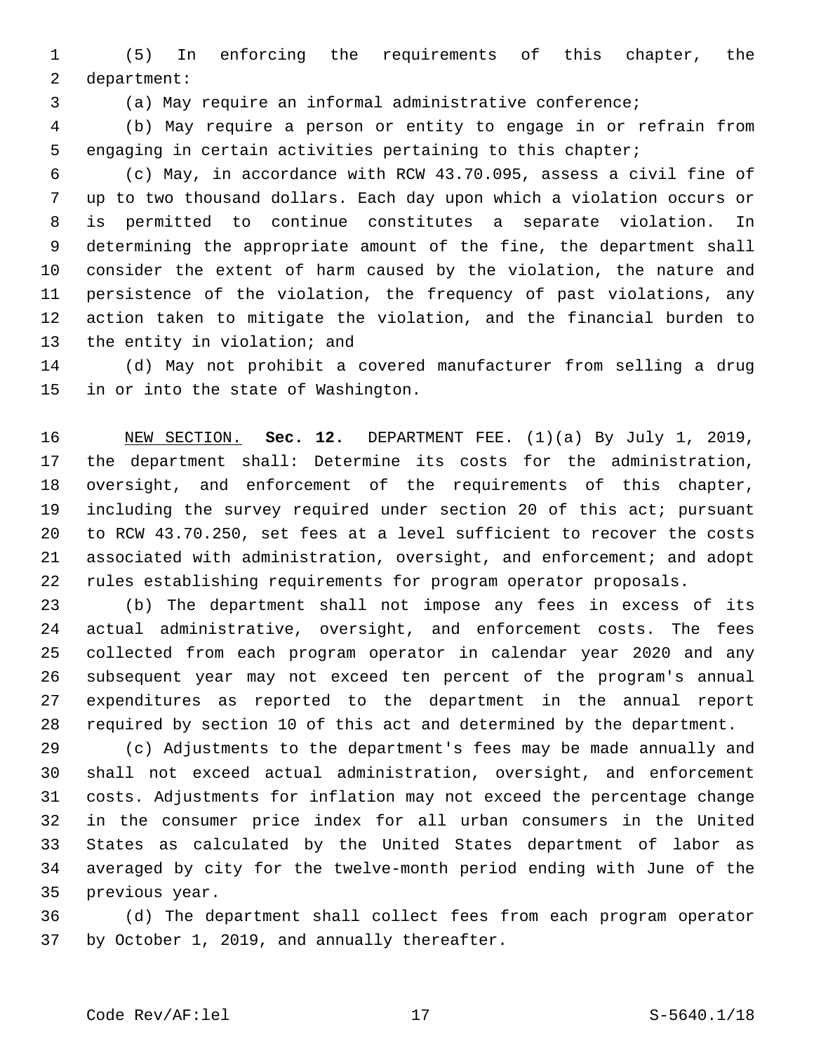(5) In enforcing the requirements of this chapter, the department:

(a) May require an informal administrative conference;

(b) May require a person or entity to engage in or refrain from engaging in certain activities pertaining to this chapter;

(c) May, in accordance with RCW 43.70.095, assess a civil fine of up to two thousand dollars. Each day upon which a violation occurs or is permitted to continue constitutes a separate violation. In determining the appropriate amount of the fine, the department shall consider the extent of harm caused by the violation, the nature and persistence of the violation, the frequency of past violations, any action taken to mitigate the violation, and the financial burden to the entity in violation; and

(d) May not prohibit a covered manufacturer from selling a drug in or into the state of Washington.

NEW SECTION. **Sec. 12.** DEPARTMENT FEE. (1)(a) By July 1, 2019, the department shall: Determine its costs for the administration, oversight, and enforcement of the requirements of this chapter, including the survey required under section 20 of this act; pursuant to RCW 43.70.250, set fees at a level sufficient to recover the costs associated with administration, oversight, and enforcement; and adopt rules establishing requirements for program operator proposals.

(b) The department shall not impose any fees in excess of its actual administrative, oversight, and enforcement costs. The fees collected from each program operator in calendar year 2020 and any subsequent year may not exceed ten percent of the program's annual expenditures as reported to the department in the annual report required by section 10 of this act and determined by the department.

(c) Adjustments to the department's fees may be made annually and shall not exceed actual administration, oversight, and enforcement costs. Adjustments for inflation may not exceed the percentage change in the consumer price index for all urban consumers in the United States as calculated by the United States department of labor as averaged by city for the twelve-month period ending with June of the previous year.

(d) The department shall collect fees from each program operator by October 1, 2019, and annually thereafter.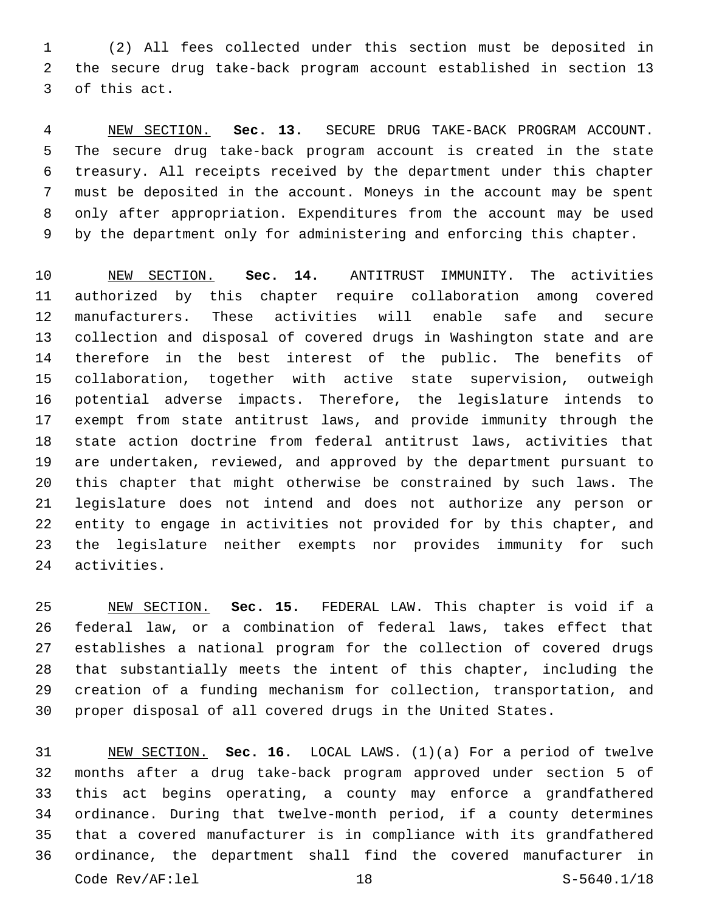(2) All fees collected under this section must be deposited in the secure drug take-back program account established in section 13 of this act.

NEW SECTION. **Sec. 13.** SECURE DRUG TAKE-BACK PROGRAM ACCOUNT. The secure drug take-back program account is created in the state treasury. All receipts received by the department under this chapter must be deposited in the account. Moneys in the account may be spent only after appropriation. Expenditures from the account may be used by the department only for administering and enforcing this chapter.

NEW SECTION. **Sec. 14.** ANTITRUST IMMUNITY. The activities authorized by this chapter require collaboration among covered manufacturers. These activities will enable safe and secure collection and disposal of covered drugs in Washington state and are therefore in the best interest of the public. The benefits of collaboration, together with active state supervision, outweigh potential adverse impacts. Therefore, the legislature intends to exempt from state antitrust laws, and provide immunity through the state action doctrine from federal antitrust laws, activities that are undertaken, reviewed, and approved by the department pursuant to this chapter that might otherwise be constrained by such laws. The legislature does not intend and does not authorize any person or entity to engage in activities not provided for by this chapter, and the legislature neither exempts nor provides immunity for such activities.

NEW SECTION. **Sec. 15.** FEDERAL LAW. This chapter is void if a federal law, or a combination of federal laws, takes effect that establishes a national program for the collection of covered drugs that substantially meets the intent of this chapter, including the creation of a funding mechanism for collection, transportation, and proper disposal of all covered drugs in the United States.

NEW SECTION. **Sec. 16.** LOCAL LAWS. (1)(a) For a period of twelve months after a drug take-back program approved under section 5 of this act begins operating, a county may enforce a grandfathered ordinance. During that twelve-month period, if a county determines that a covered manufacturer is in compliance with its grandfathered ordinance, the department shall find the covered manufacturer in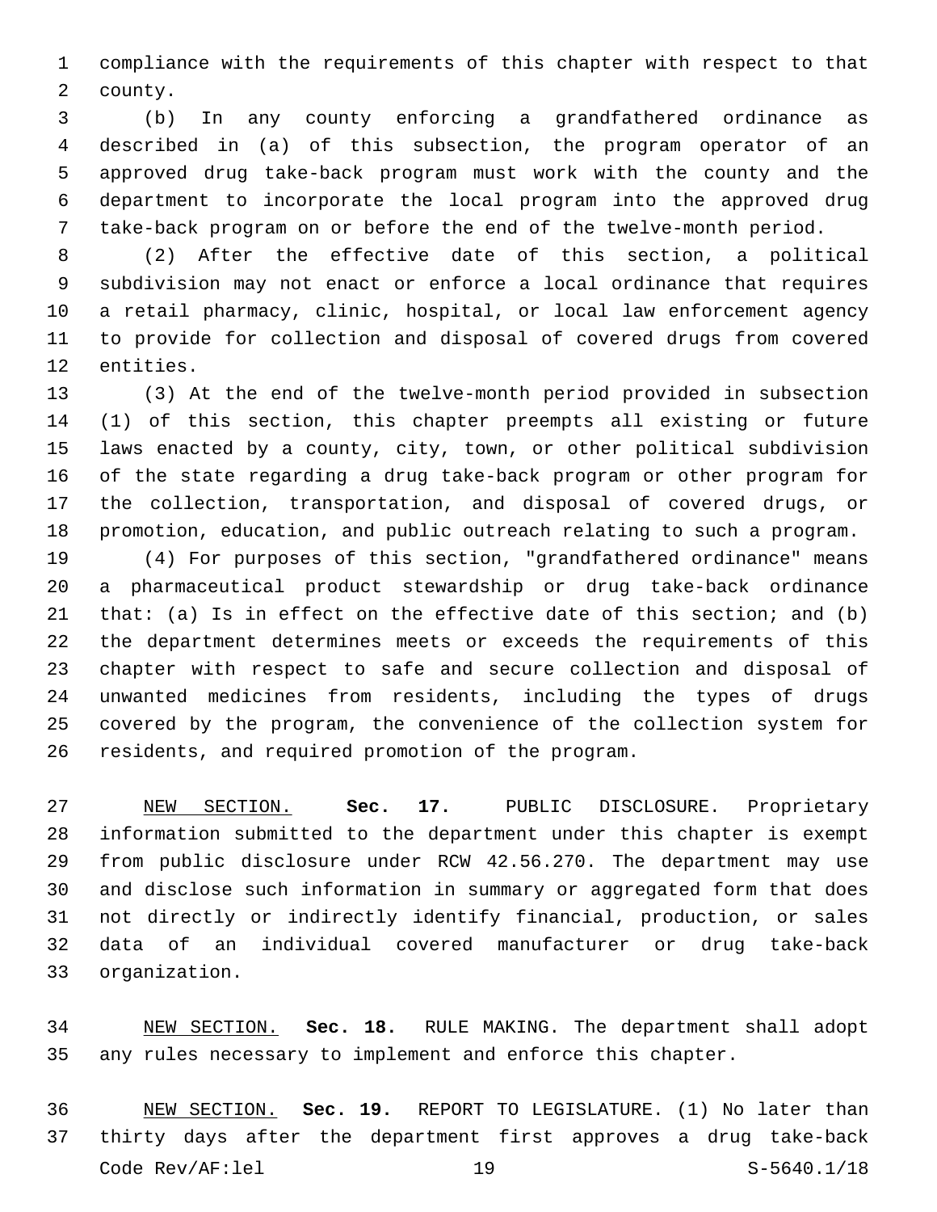compliance with the requirements of this chapter with respect to that county.

(b) In any county enforcing a grandfathered ordinance as described in (a) of this subsection, the program operator of an approved drug take-back program must work with the county and the department to incorporate the local program into the approved drug take-back program on or before the end of the twelve-month period.

(2) After the effective date of this section, a political subdivision may not enact or enforce a local ordinance that requires a retail pharmacy, clinic, hospital, or local law enforcement agency to provide for collection and disposal of covered drugs from covered entities.

(3) At the end of the twelve-month period provided in subsection (1) of this section, this chapter preempts all existing or future laws enacted by a county, city, town, or other political subdivision of the state regarding a drug take-back program or other program for the collection, transportation, and disposal of covered drugs, or promotion, education, and public outreach relating to such a program.

(4) For purposes of this section, "grandfathered ordinance" means a pharmaceutical product stewardship or drug take-back ordinance that: (a) Is in effect on the effective date of this section; and (b) the department determines meets or exceeds the requirements of this chapter with respect to safe and secure collection and disposal of unwanted medicines from residents, including the types of drugs covered by the program, the convenience of the collection system for residents, and required promotion of the program.

NEW SECTION. **Sec. 17.** PUBLIC DISCLOSURE. Proprietary information submitted to the department under this chapter is exempt from public disclosure under RCW 42.56.270. The department may use and disclose such information in summary or aggregated form that does not directly or indirectly identify financial, production, or sales data of an individual covered manufacturer or drug take-back organization.

NEW SECTION. **Sec. 18.** RULE MAKING. The department shall adopt any rules necessary to implement and enforce this chapter.

NEW SECTION. **Sec. 19.** REPORT TO LEGISLATURE. (1) No later than thirty days after the department first approves a drug take-back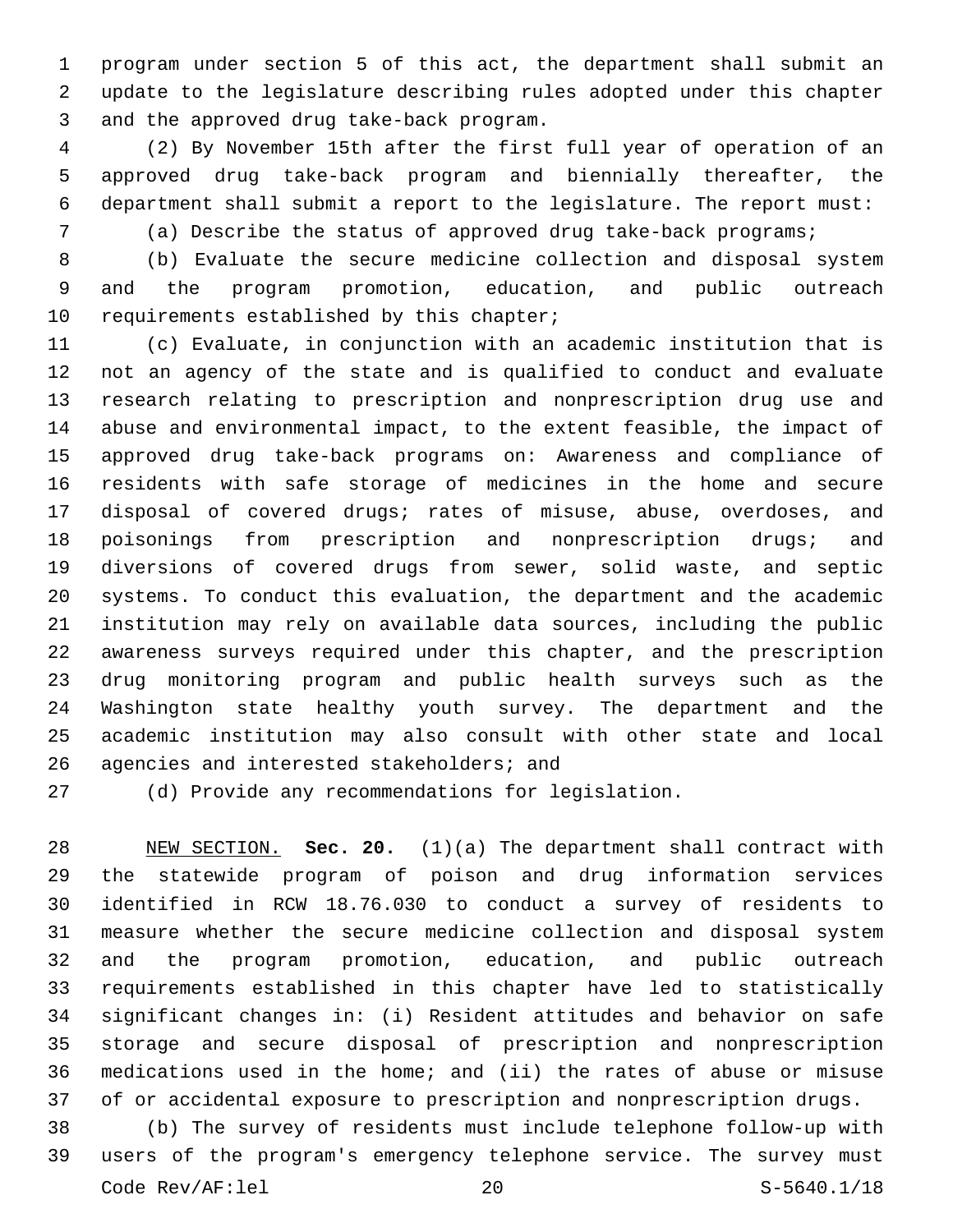program under section 5 of this act, the department shall submit an update to the legislature describing rules adopted under this chapter and the approved drug take-back program.

(2) By November 15th after the first full year of operation of an approved drug take-back program and biennially thereafter, the department shall submit a report to the legislature. The report must:

(a) Describe the status of approved drug take-back programs;

(b) Evaluate the secure medicine collection and disposal system and the program promotion, education, and public outreach requirements established by this chapter;

(c) Evaluate, in conjunction with an academic institution that is not an agency of the state and is qualified to conduct and evaluate research relating to prescription and nonprescription drug use and abuse and environmental impact, to the extent feasible, the impact of approved drug take-back programs on: Awareness and compliance of residents with safe storage of medicines in the home and secure disposal of covered drugs; rates of misuse, abuse, overdoses, and poisonings from prescription and nonprescription drugs; and diversions of covered drugs from sewer, solid waste, and septic systems. To conduct this evaluation, the department and the academic institution may rely on available data sources, including the public awareness surveys required under this chapter, and the prescription drug monitoring program and public health surveys such as the Washington state healthy youth survey. The department and the academic institution may also consult with other state and local agencies and interested stakeholders; and

(d) Provide any recommendations for legislation.

NEW SECTION. **Sec. 20.** (1)(a) The department shall contract with the statewide program of poison and drug information services identified in RCW 18.76.030 to conduct a survey of residents to measure whether the secure medicine collection and disposal system and the program promotion, education, and public outreach requirements established in this chapter have led to statistically significant changes in: (i) Resident attitudes and behavior on safe storage and secure disposal of prescription and nonprescription medications used in the home; and (ii) the rates of abuse or misuse of or accidental exposure to prescription and nonprescription drugs.

(b) The survey of residents must include telephone follow-up with users of the program's emergency telephone service. The survey must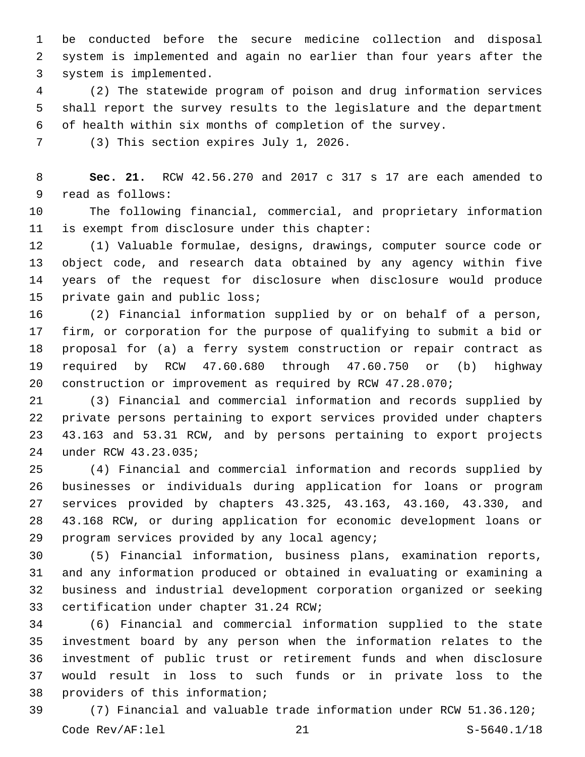be conducted before the secure medicine collection and disposal system is implemented and again no earlier than four years after the system is implemented.

(2) The statewide program of poison and drug information services shall report the survey results to the legislature and the department of health within six months of completion of the survey.

(3) This section expires July 1, 2026.

**Sec. 21.** RCW 42.56.270 and 2017 c 317 s 17 are each amended to read as follows:

The following financial, commercial, and proprietary information is exempt from disclosure under this chapter:

(1) Valuable formulae, designs, drawings, computer source code or object code, and research data obtained by any agency within five years of the request for disclosure when disclosure would produce private gain and public loss;

(2) Financial information supplied by or on behalf of a person, firm, or corporation for the purpose of qualifying to submit a bid or proposal for (a) a ferry system construction or repair contract as required by RCW 47.60.680 through 47.60.750 or (b) highway construction or improvement as required by RCW 47.28.070;

(3) Financial and commercial information and records supplied by private persons pertaining to export services provided under chapters 43.163 and 53.31 RCW, and by persons pertaining to export projects under RCW 43.23.035;

(4) Financial and commercial information and records supplied by businesses or individuals during application for loans or program services provided by chapters 43.325, 43.163, 43.160, 43.330, and 43.168 RCW, or during application for economic development loans or program services provided by any local agency;

(5) Financial information, business plans, examination reports, and any information produced or obtained in evaluating or examining a business and industrial development corporation organized or seeking certification under chapter 31.24 RCW;

(6) Financial and commercial information supplied to the state investment board by any person when the information relates to the investment of public trust or retirement funds and when disclosure would result in loss to such funds or in private loss to the providers of this information;

(7) Financial and valuable trade information under RCW 51.36.120;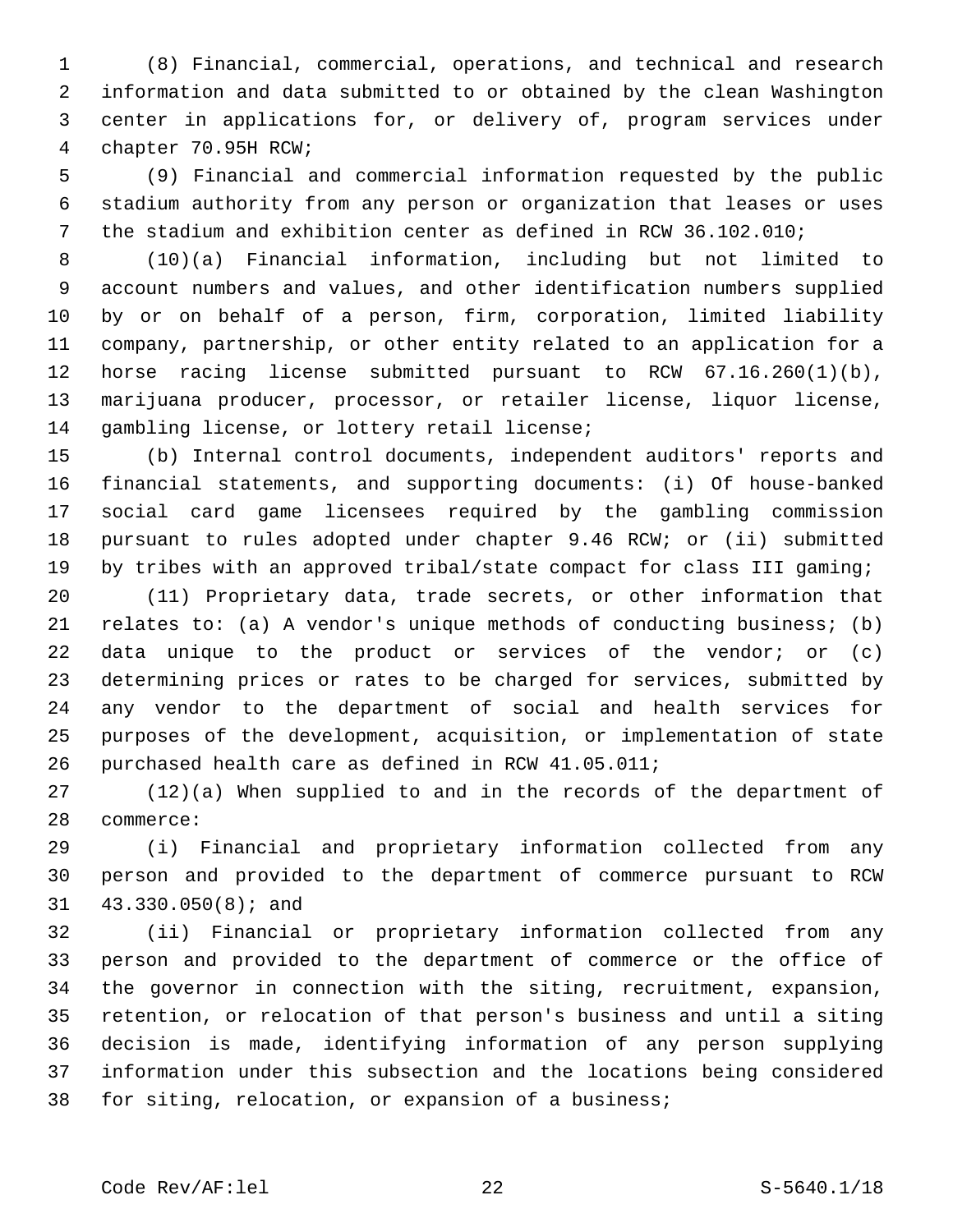(8) Financial, commercial, operations, and technical and research information and data submitted to or obtained by the clean Washington center in applications for, or delivery of, program services under chapter 70.95H RCW;

(9) Financial and commercial information requested by the public stadium authority from any person or organization that leases or uses the stadium and exhibition center as defined in RCW 36.102.010;

(10)(a) Financial information, including but not limited to account numbers and values, and other identification numbers supplied by or on behalf of a person, firm, corporation, limited liability company, partnership, or other entity related to an application for a horse racing license submitted pursuant to RCW 67.16.260(1)(b), marijuana producer, processor, or retailer license, liquor license, gambling license, or lottery retail license;

(b) Internal control documents, independent auditors' reports and financial statements, and supporting documents: (i) Of house-banked social card game licensees required by the gambling commission pursuant to rules adopted under chapter 9.46 RCW; or (ii) submitted by tribes with an approved tribal/state compact for class III gaming;

(11) Proprietary data, trade secrets, or other information that relates to: (a) A vendor's unique methods of conducting business; (b) data unique to the product or services of the vendor; or (c) determining prices or rates to be charged for services, submitted by any vendor to the department of social and health services for purposes of the development, acquisition, or implementation of state purchased health care as defined in RCW 41.05.011;

(12)(a) When supplied to and in the records of the department of commerce:

(i) Financial and proprietary information collected from any person and provided to the department of commerce pursuant to RCW 43.330.050(8); and

(ii) Financial or proprietary information collected from any person and provided to the department of commerce or the office of the governor in connection with the siting, recruitment, expansion, retention, or relocation of that person's business and until a siting decision is made, identifying information of any person supplying information under this subsection and the locations being considered for siting, relocation, or expansion of a business;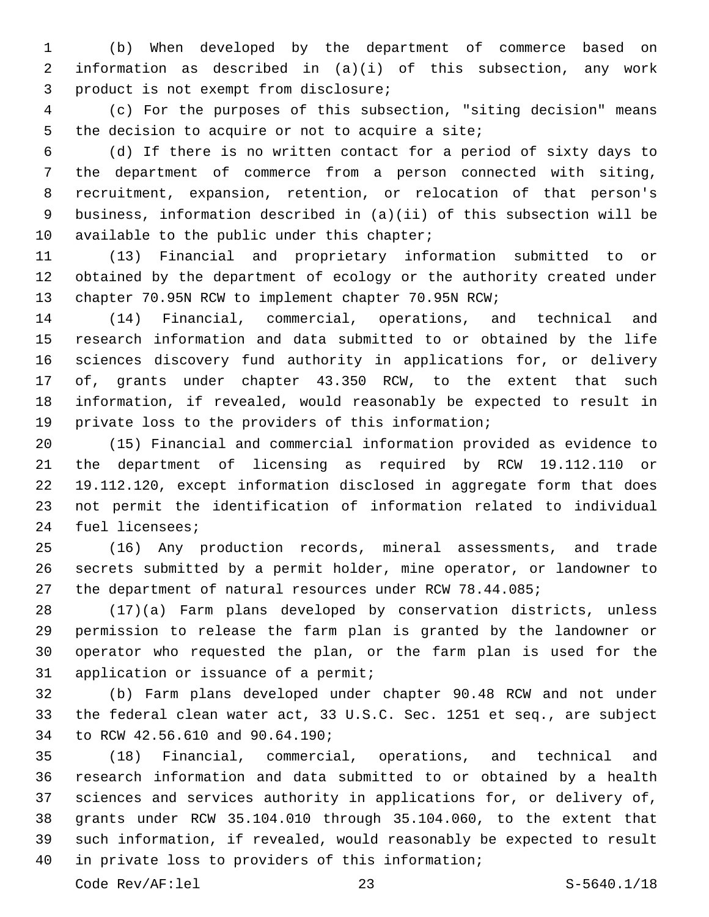(b) When developed by the department of commerce based on information as described in (a)(i) of this subsection, any work product is not exempt from disclosure;

(c) For the purposes of this subsection, "siting decision" means the decision to acquire or not to acquire a site;

(d) If there is no written contact for a period of sixty days to the department of commerce from a person connected with siting, recruitment, expansion, retention, or relocation of that person's business, information described in (a)(ii) of this subsection will be available to the public under this chapter;

(13) Financial and proprietary information submitted to or obtained by the department of ecology or the authority created under chapter 70.95N RCW to implement chapter 70.95N RCW;

(14) Financial, commercial, operations, and technical and research information and data submitted to or obtained by the life sciences discovery fund authority in applications for, or delivery of, grants under chapter 43.350 RCW, to the extent that such information, if revealed, would reasonably be expected to result in private loss to the providers of this information;

(15) Financial and commercial information provided as evidence to the department of licensing as required by RCW 19.112.110 or 19.112.120, except information disclosed in aggregate form that does not permit the identification of information related to individual fuel licensees;

(16) Any production records, mineral assessments, and trade secrets submitted by a permit holder, mine operator, or landowner to the department of natural resources under RCW 78.44.085;

(17)(a) Farm plans developed by conservation districts, unless permission to release the farm plan is granted by the landowner or operator who requested the plan, or the farm plan is used for the application or issuance of a permit;

(b) Farm plans developed under chapter 90.48 RCW and not under the federal clean water act, 33 U.S.C. Sec. 1251 et seq., are subject to RCW 42.56.610 and 90.64.190;

(18) Financial, commercial, operations, and technical and research information and data submitted to or obtained by a health sciences and services authority in applications for, or delivery of, grants under RCW 35.104.010 through 35.104.060, to the extent that such information, if revealed, would reasonably be expected to result in private loss to providers of this information;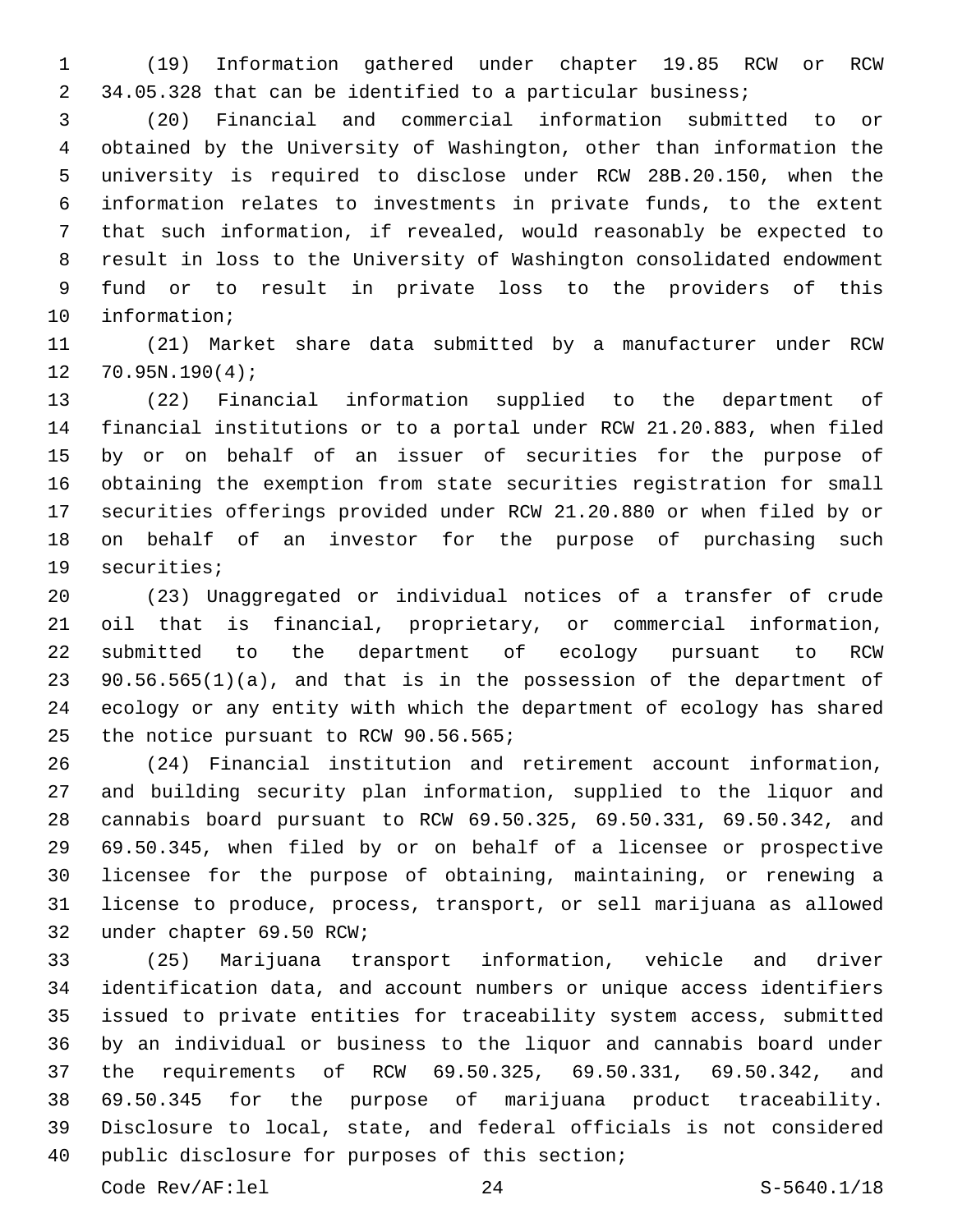(19) Information gathered under chapter 19.85 RCW or RCW 34.05.328 that can be identified to a particular business;

(20) Financial and commercial information submitted to or obtained by the University of Washington, other than information the university is required to disclose under RCW 28B.20.150, when the information relates to investments in private funds, to the extent that such information, if revealed, would reasonably be expected to result in loss to the University of Washington consolidated endowment fund or to result in private loss to the providers of this information;

(21) Market share data submitted by a manufacturer under RCW 70.95N.190(4);

(22) Financial information supplied to the department of financial institutions or to a portal under RCW 21.20.883, when filed by or on behalf of an issuer of securities for the purpose of obtaining the exemption from state securities registration for small securities offerings provided under RCW 21.20.880 or when filed by or on behalf of an investor for the purpose of purchasing such securities;

(23) Unaggregated or individual notices of a transfer of crude oil that is financial, proprietary, or commercial information, submitted to the department of ecology pursuant to RCW 90.56.565(1)(a), and that is in the possession of the department of ecology or any entity with which the department of ecology has shared the notice pursuant to RCW 90.56.565;

(24) Financial institution and retirement account information, and building security plan information, supplied to the liquor and cannabis board pursuant to RCW 69.50.325, 69.50.331, 69.50.342, and 69.50.345, when filed by or on behalf of a licensee or prospective licensee for the purpose of obtaining, maintaining, or renewing a license to produce, process, transport, or sell marijuana as allowed under chapter 69.50 RCW;

(25) Marijuana transport information, vehicle and driver identification data, and account numbers or unique access identifiers issued to private entities for traceability system access, submitted by an individual or business to the liquor and cannabis board under the requirements of RCW 69.50.325, 69.50.331, 69.50.342, and 69.50.345 for the purpose of marijuana product traceability. Disclosure to local, state, and federal officials is not considered public disclosure for purposes of this section;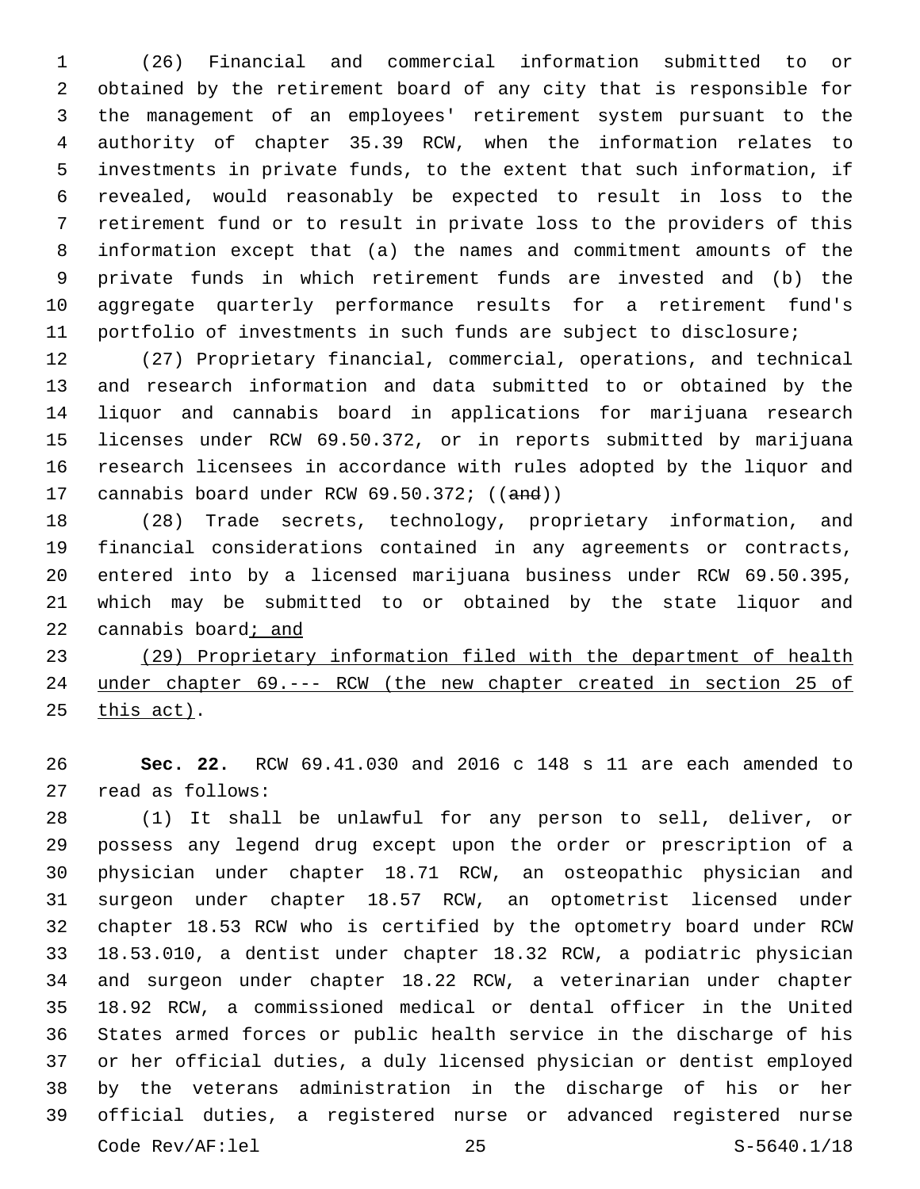(26) Financial and commercial information submitted to or obtained by the retirement board of any city that is responsible for the management of an employees' retirement system pursuant to the authority of chapter 35.39 RCW, when the information relates to investments in private funds, to the extent that such information, if revealed, would reasonably be expected to result in loss to the retirement fund or to result in private loss to the providers of this information except that (a) the names and commitment amounts of the private funds in which retirement funds are invested and (b) the aggregate quarterly performance results for a retirement fund's portfolio of investments in such funds are subject to disclosure;

(27) Proprietary financial, commercial, operations, and technical and research information and data submitted to or obtained by the liquor and cannabis board in applications for marijuana research licenses under RCW 69.50.372, or in reports submitted by marijuana research licensees in accordance with rules adopted by the liquor and cannabis board under RCW 69.50.372; ((~~and~~))

(28) Trade secrets, technology, proprietary information, and financial considerations contained in any agreements or contracts, entered into by a licensed marijuana business under RCW 69.50.395, which may be submitted to or obtained by the state liquor and cannabis board<u>; and</u>

<u>(29) Proprietary information filed with the department of health under chapter 69.--- RCW (the new chapter created in section 25 of this act)</u>.

**Sec. 22.** RCW 69.41.030 and 2016 c 148 s 11 are each amended to read as follows:

(1) It shall be unlawful for any person to sell, deliver, or possess any legend drug except upon the order or prescription of a physician under chapter 18.71 RCW, an osteopathic physician and surgeon under chapter 18.57 RCW, an optometrist licensed under chapter 18.53 RCW who is certified by the optometry board under RCW 18.53.010, a dentist under chapter 18.32 RCW, a podiatric physician and surgeon under chapter 18.22 RCW, a veterinarian under chapter 18.92 RCW, a commissioned medical or dental officer in the United States armed forces or public health service in the discharge of his or her official duties, a duly licensed physician or dentist employed by the veterans administration in the discharge of his or her official duties, a registered nurse or advanced registered nurse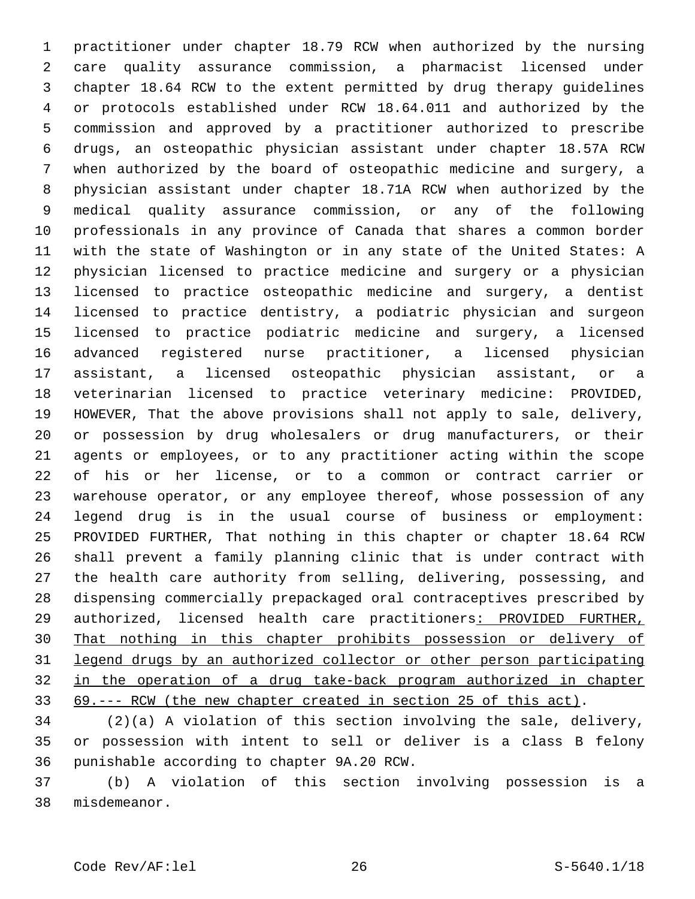practitioner under chapter 18.79 RCW when authorized by the nursing care quality assurance commission, a pharmacist licensed under chapter 18.64 RCW to the extent permitted by drug therapy guidelines or protocols established under RCW 18.64.011 and authorized by the commission and approved by a practitioner authorized to prescribe drugs, an osteopathic physician assistant under chapter 18.57A RCW when authorized by the board of osteopathic medicine and surgery, a physician assistant under chapter 18.71A RCW when authorized by the medical quality assurance commission, or any of the following professionals in any province of Canada that shares a common border with the state of Washington or in any state of the United States: A physician licensed to practice medicine and surgery or a physician licensed to practice osteopathic medicine and surgery, a dentist licensed to practice dentistry, a podiatric physician and surgeon licensed to practice podiatric medicine and surgery, a licensed advanced registered nurse practitioner, a licensed physician assistant, a licensed osteopathic physician assistant, or a veterinarian licensed to practice veterinary medicine: PROVIDED, HOWEVER, That the above provisions shall not apply to sale, delivery, or possession by drug wholesalers or drug manufacturers, or their agents or employees, or to any practitioner acting within the scope of his or her license, or to a common or contract carrier or warehouse operator, or any employee thereof, whose possession of any legend drug is in the usual course of business or employment: PROVIDED FURTHER, That nothing in this chapter or chapter 18.64 RCW shall prevent a family planning clinic that is under contract with the health care authority from selling, delivering, possessing, and dispensing commercially prepackaged oral contraceptives prescribed by authorized, licensed health care practitioners<u>: PROVIDED FURTHER, That nothing in this chapter prohibits possession or delivery of legend drugs by an authorized collector or other person participating in the operation of a drug take-back program authorized in chapter 69.--- RCW (the new chapter created in section 25 of this act)</u>.

(2)(a) A violation of this section involving the sale, delivery, or possession with intent to sell or deliver is a class B felony punishable according to chapter 9A.20 RCW.

(b) A violation of this section involving possession is a misdemeanor.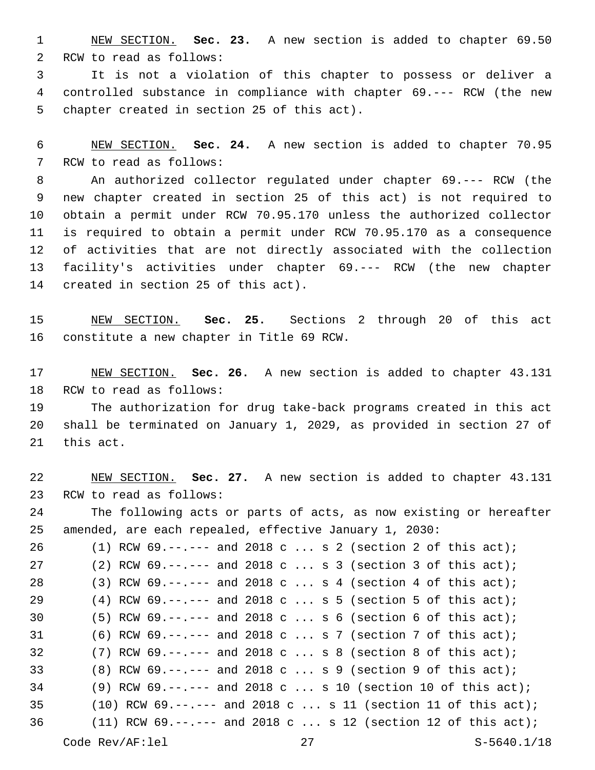NEW SECTION. **Sec. 23.** A new section is added to chapter 69.50 RCW to read as follows:

It is not a violation of this chapter to possess or deliver a controlled substance in compliance with chapter 69.--- RCW (the new chapter created in section 25 of this act).

NEW SECTION. **Sec. 24.** A new section is added to chapter 70.95 RCW to read as follows:

An authorized collector regulated under chapter 69.--- RCW (the new chapter created in section 25 of this act) is not required to obtain a permit under RCW 70.95.170 unless the authorized collector is required to obtain a permit under RCW 70.95.170 as a consequence of activities that are not directly associated with the collection facility's activities under chapter 69.--- RCW (the new chapter created in section 25 of this act).

NEW SECTION. **Sec. 25.** Sections 2 through 20 of this act constitute a new chapter in Title 69 RCW.

NEW SECTION. **Sec. 26.** A new section is added to chapter 43.131 RCW to read as follows:

The authorization for drug take-back programs created in this act shall be terminated on January 1, 2029, as provided in section 27 of this act.

NEW SECTION. **Sec. 27.** A new section is added to chapter 43.131 RCW to read as follows:

The following acts or parts of acts, as now existing or hereafter amended, are each repealed, effective January 1, 2030:

(1) RCW 69.--.--- and 2018 c ... s 2 (section 2 of this act);
(2) RCW 69.--.--- and 2018 c ... s 3 (section 3 of this act);
(3) RCW 69.--.--- and 2018 c ... s 4 (section 4 of this act);
(4) RCW 69.--.--- and 2018 c ... s 5 (section 5 of this act);
(5) RCW 69.--.--- and 2018 c ... s 6 (section 6 of this act);
(6) RCW 69.--.--- and 2018 c ... s 7 (section 7 of this act);
(7) RCW 69.--.--- and 2018 c ... s 8 (section 8 of this act);
(8) RCW 69.--.--- and 2018 c ... s 9 (section 9 of this act);
(9) RCW 69.--.--- and 2018 c ... s 10 (section 10 of this act);
(10) RCW 69.--.--- and 2018 c ... s 11 (section 11 of this act);
(11) RCW 69.--.--- and 2018 c ... s 12 (section 12 of this act);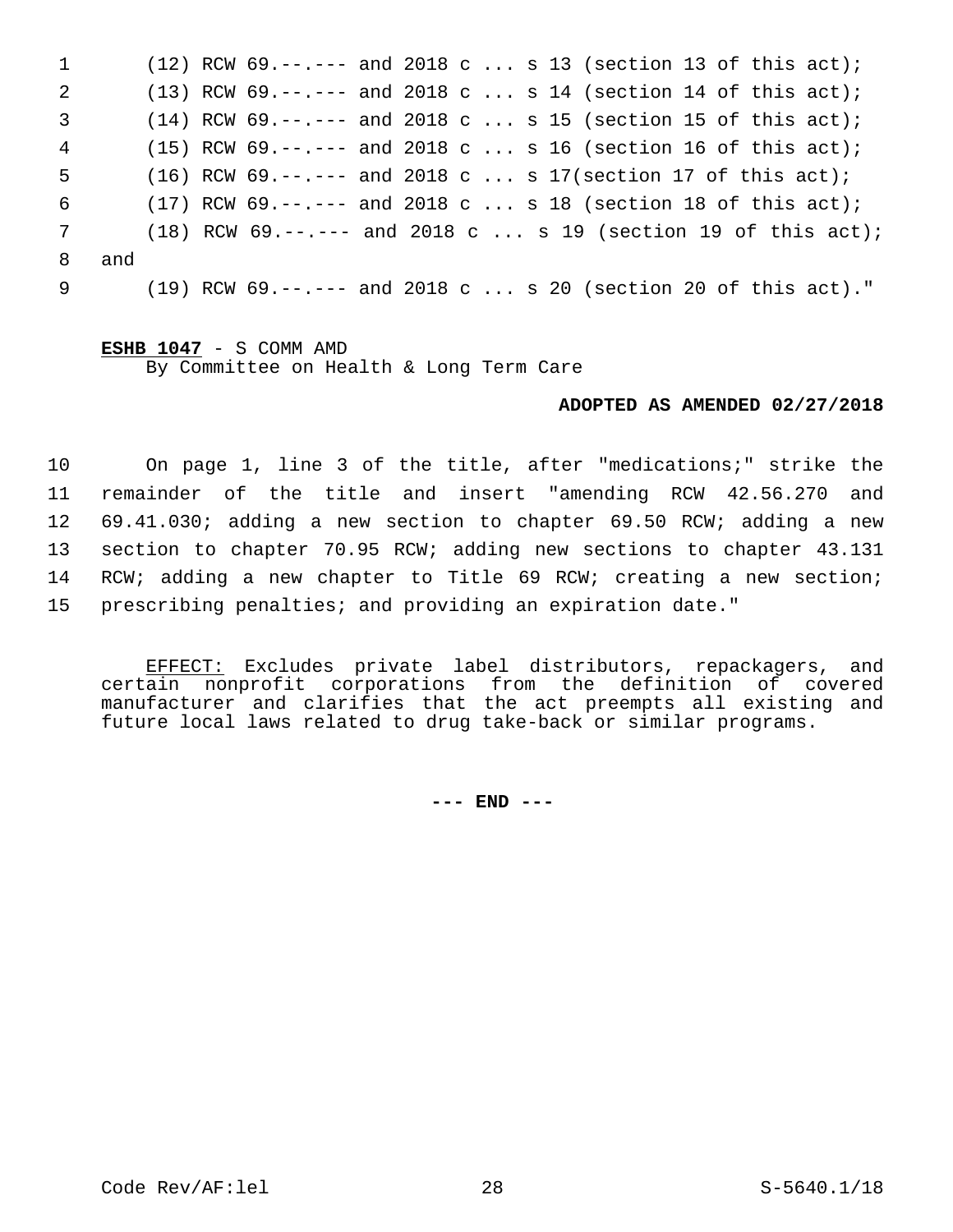(12) RCW 69.--.--- and 2018 c ... s 13 (section 13 of this act);
(13) RCW 69.--.--- and 2018 c ... s 14 (section 14 of this act);
(14) RCW 69.--.--- and 2018 c ... s 15 (section 15 of this act);
(15) RCW 69.--.--- and 2018 c ... s 16 (section 16 of this act);
(16) RCW 69.--.--- and 2018 c ... s 17(section 17 of this act);
(17) RCW 69.--.--- and 2018 c ... s 18 (section 18 of this act);
(18) RCW 69.--.--- and 2018 c ... s 19 (section 19 of this act); and
(19) RCW 69.--.--- and 2018 c ... s 20 (section 20 of this act)."

**ESHB 1047** - S COMM AMD
By Committee on Health & Long Term Care

**ADOPTED AS AMENDED 02/27/2018**

On page 1, line 3 of the title, after "medications;" strike the remainder of the title and insert "amending RCW 42.56.270 and 69.41.030; adding a new section to chapter 69.50 RCW; adding a new section to chapter 70.95 RCW; adding new sections to chapter 43.131 RCW; adding a new chapter to Title 69 RCW; creating a new section; prescribing penalties; and providing an expiration date."

EFFECT: Excludes private label distributors, repackagers, and certain nonprofit corporations from the definition of covered manufacturer and clarifies that the act preempts all existing and future local laws related to drug take-back or similar programs.

**--- END ---**